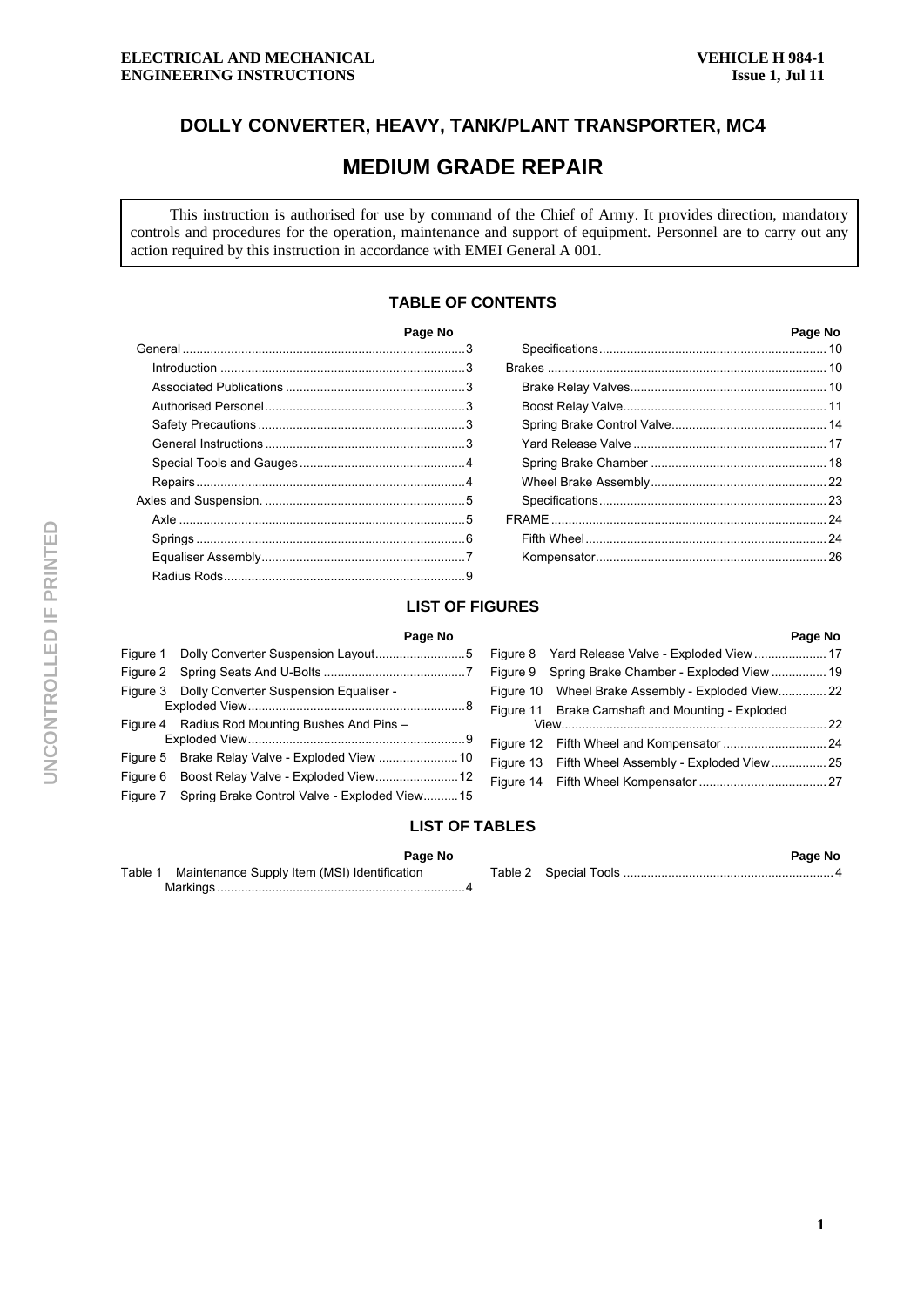# DOLLY CONVERTER, HEAVY, TANK/PLANT TRANSPORTER, MC4

# MEDIUM GRADE REPAIR

This instruction is authorised for use by command of the Chief of Army. It provides direction, mandatory controls and procedures for the operation, maintenance and support of equipment. Personnel are to carry out any action required by this instruction in accordance with EMEI General A 001.

## TABLE OF CONTENTS

| | Page No |
|---|---|
| General | 3 |
| Introduction | 3 |
| Associated Publications | 3 |
| Authorised Personel | 3 |
| Safety Precautions | 3 |
| General Instructions | 3 |
| Special Tools and Gauges | 4 |
| Repairs | 4 |
| Axles and Suspension. | 5 |
| Axle | 5 |
| Springs | 6 |
| Equaliser Assembly | 7 |
| Radius Rods | 9 |
| Specifications | 10 |
| Brakes | 10 |
| Brake Relay Valves | 10 |
| Boost Relay Valve | 11 |
| Spring Brake Control Valve | 14 |
| Yard Release Valve | 17 |
| Spring Brake Chamber | 18 |
| Wheel Brake Assembly | 22 |
| Specifications | 23 |
| FRAME | 24 |
| Fifth Wheel | 24 |
| Kompensator | 26 |

## LIST OF FIGURES

| | | Page No |
|---|---|---|
| Figure 1 | Dolly Converter Suspension Layout | 5 |
| Figure 2 | Spring Seats And U-Bolts | 7 |
| Figure 3 | Dolly Converter Suspension Equaliser - Exploded View | 8 |
| Figure 4 | Radius Rod Mounting Bushes And Pins – Exploded View | 9 |
| Figure 5 | Brake Relay Valve - Exploded View | 10 |
| Figure 6 | Boost Relay Valve - Exploded View | 12 |
| Figure 7 | Spring Brake Control Valve - Exploded View | 15 |
| Figure 8 | Yard Release Valve - Exploded View | 17 |
| Figure 9 | Spring Brake Chamber - Exploded View | 19 |
| Figure 10 | Wheel Brake Assembly - Exploded View | 22 |
| Figure 11 | Brake Camshaft and Mounting - Exploded View | 22 |
| Figure 12 | Fifth Wheel and Kompensator | 24 |
| Figure 13 | Fifth Wheel Assembly - Exploded View | 25 |
| Figure 14 | Fifth Wheel Kompensator | 27 |

## LIST OF TABLES

| | | Page No |
|---|---|---|
| Table 1 | Maintenance Supply Item (MSI) Identification Markings | 4 |
| Table 2 | Special Tools | 4 |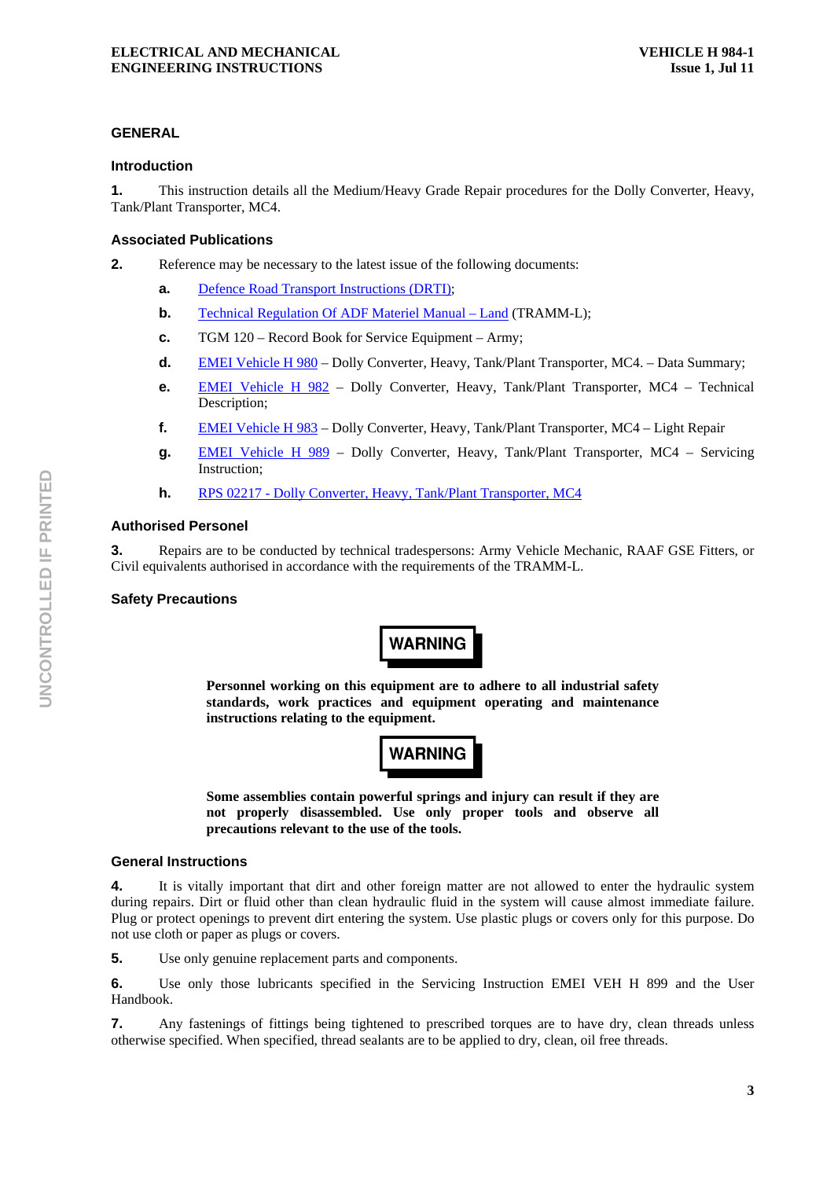## GENERAL

### Introduction

**1.** This instruction details all the Medium/Heavy Grade Repair procedures for the Dolly Converter, Heavy, Tank/Plant Transporter, MC4.

### Associated Publications

**2.** Reference may be necessary to the latest issue of the following documents:

- **a.** Defence Road Transport Instructions (DRTI);
- **b.** Technical Regulation Of ADF Materiel Manual – Land (TRAMM-L);
- **c.** TGM 120 – Record Book for Service Equipment – Army;
- **d.** EMEI Vehicle H 980 – Dolly Converter, Heavy, Tank/Plant Transporter, MC4. – Data Summary;
- **e.** EMEI Vehicle H 982 – Dolly Converter, Heavy, Tank/Plant Transporter, MC4 – Technical Description;
- **f.** EMEI Vehicle H 983 – Dolly Converter, Heavy, Tank/Plant Transporter, MC4 – Light Repair
- **g.** EMEI Vehicle H 989 – Dolly Converter, Heavy, Tank/Plant Transporter, MC4 – Servicing Instruction;
- **h.** RPS 02217 - Dolly Converter, Heavy, Tank/Plant Transporter, MC4

### Authorised Personel

**3.** Repairs are to be conducted by technical tradespersons: Army Vehicle Mechanic, RAAF GSE Fitters, or Civil equivalents authorised in accordance with the requirements of the TRAMM-L.

### Safety Precautions

**WARNING**

**Personnel working on this equipment are to adhere to all industrial safety standards, work practices and equipment operating and maintenance instructions relating to the equipment.**

**WARNING**

**Some assemblies contain powerful springs and injury can result if they are not properly disassembled. Use only proper tools and observe all precautions relevant to the use of the tools.**

### General Instructions

**4.** It is vitally important that dirt and other foreign matter are not allowed to enter the hydraulic system during repairs. Dirt or fluid other than clean hydraulic fluid in the system will cause almost immediate failure. Plug or protect openings to prevent dirt entering the system. Use plastic plugs or covers only for this purpose. Do not use cloth or paper as plugs or covers.

**5.** Use only genuine replacement parts and components.

**6.** Use only those lubricants specified in the Servicing Instruction EMEI VEH H 899 and the User Handbook.

**7.** Any fastenings of fittings being tightened to prescribed torques are to have dry, clean threads unless otherwise specified. When specified, thread sealants are to be applied to dry, clean, oil free threads.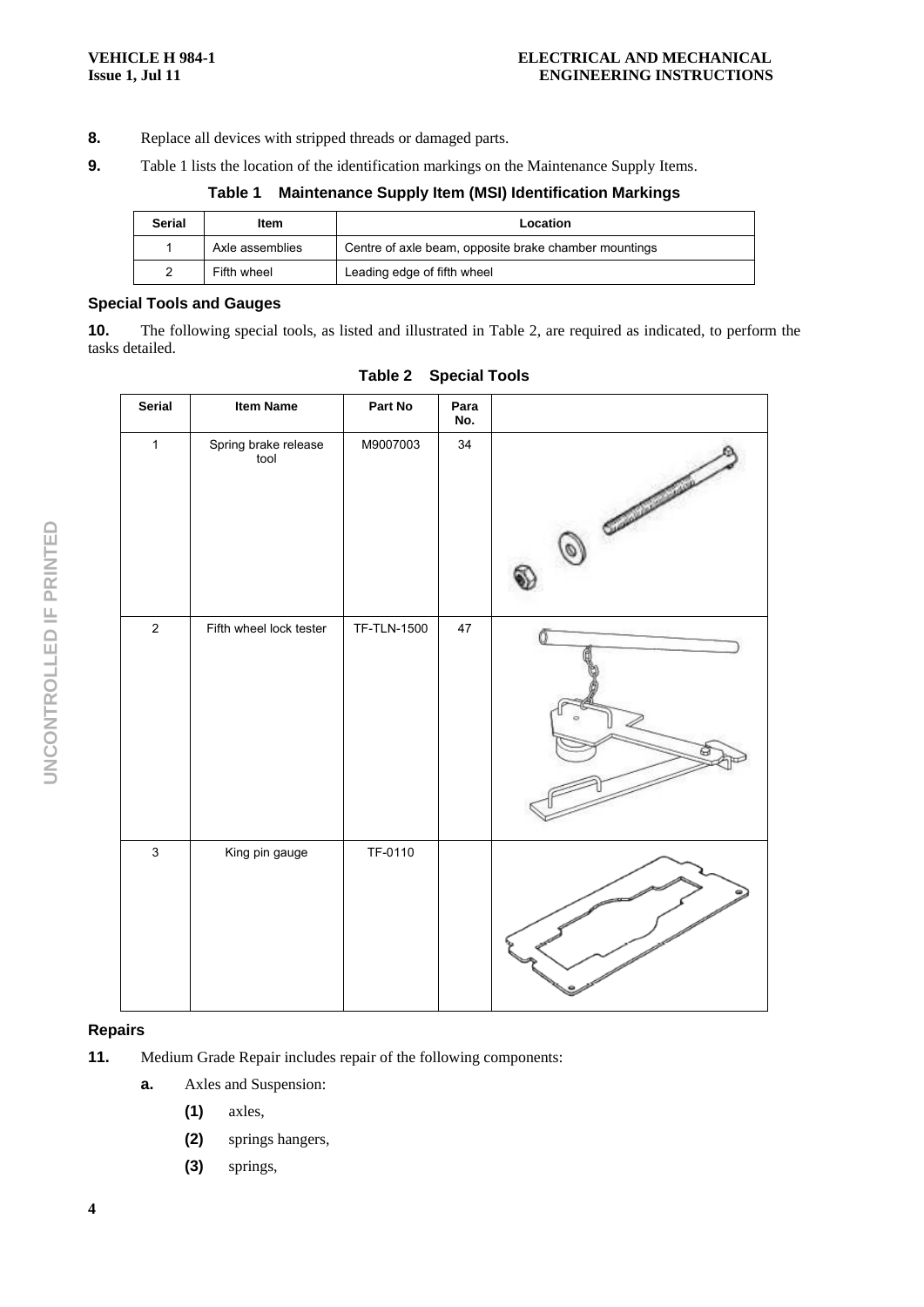**8.** Replace all devices with stripped threads or damaged parts.

**9.** Table 1 lists the location of the identification markings on the Maintenance Supply Items.

**Table 1 Maintenance Supply Item (MSI) Identification Markings**

| Serial | Item | Location |
|---|---|---|
| 1 | Axle assemblies | Centre of axle beam, opposite brake chamber mountings |
| 2 | Fifth wheel | Leading edge of fifth wheel |

### Special Tools and Gauges

**10.** The following special tools, as listed and illustrated in Table 2, are required as indicated, to perform the tasks detailed.

**Table 2 Special Tools**

| Serial | Item Name | Part No | Para No. | |
|---|---|---|---|---|
| 1 | Spring brake release tool | M9007003 | 34 | |
| 2 | Fifth wheel lock tester | TF-TLN-1500 | 47 | |
| 3 | King pin gauge | TF-0110 | | |

### Repairs

**11.** Medium Grade Repair includes repair of the following components:

- **a.** Axles and Suspension:
  - **(1)** axles,
  - **(2)** springs hangers,
  - **(3)** springs,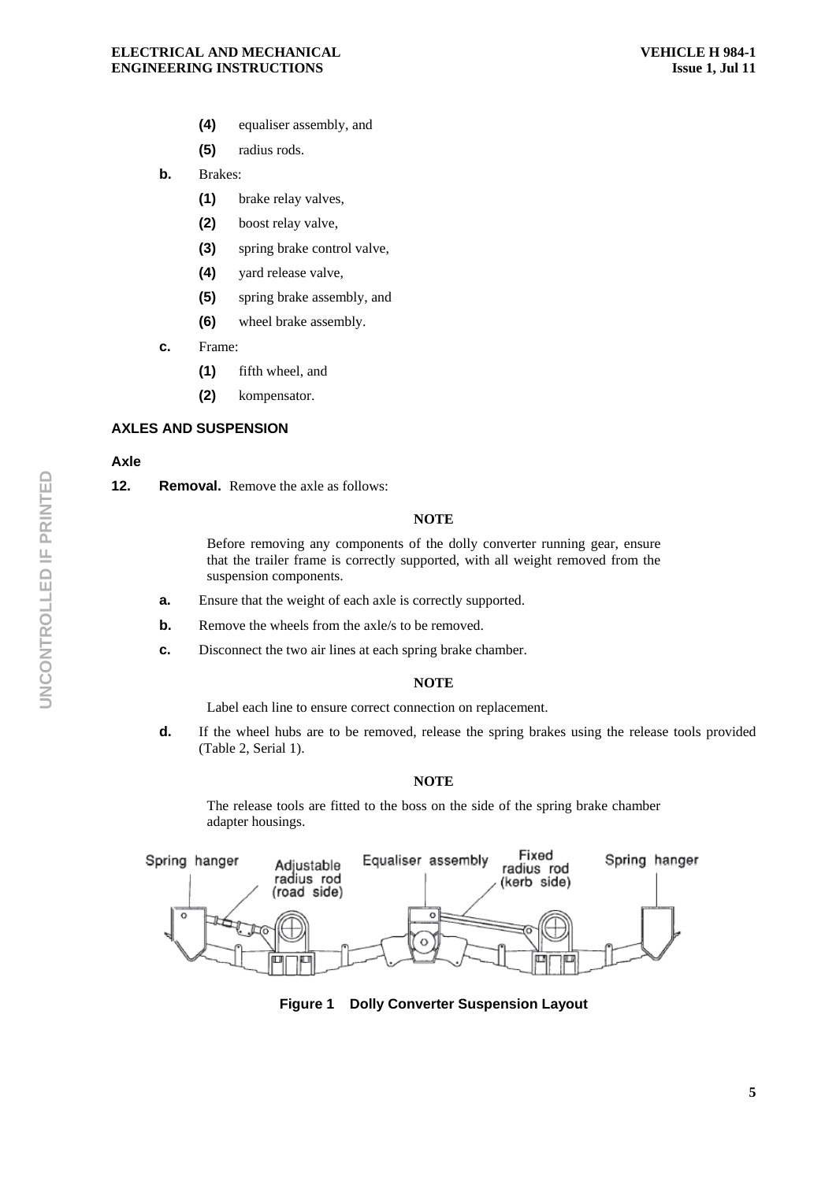(4) equaliser assembly, and

(5) radius rods.

**b.** Brakes:

(1) brake relay valves,

(2) boost relay valve,

(3) spring brake control valve,

(4) yard release valve,

(5) spring brake assembly, and

(6) wheel brake assembly.

**c.** Frame:

(1) fifth wheel, and

(2) kompensator.

## AXLES AND SUSPENSION

### Axle

**12. Removal.** Remove the axle as follows:

**NOTE**

Before removing any components of the dolly converter running gear, ensure that the trailer frame is correctly supported, with all weight removed from the suspension components.

**a.** Ensure that the weight of each axle is correctly supported.

**b.** Remove the wheels from the axle/s to be removed.

**c.** Disconnect the two air lines at each spring brake chamber.

**NOTE**

Label each line to ensure correct connection on replacement.

**d.** If the wheel hubs are to be removed, release the spring brakes using the release tools provided (Table 2, Serial 1).

**NOTE**

The release tools are fitted to the boss on the side of the spring brake chamber adapter housings.

Spring hanger — Adjustable radius rod (road side) — Equaliser assembly — Fixed radius rod (kerb side) — Spring hanger

**Figure 1 Dolly Converter Suspension Layout**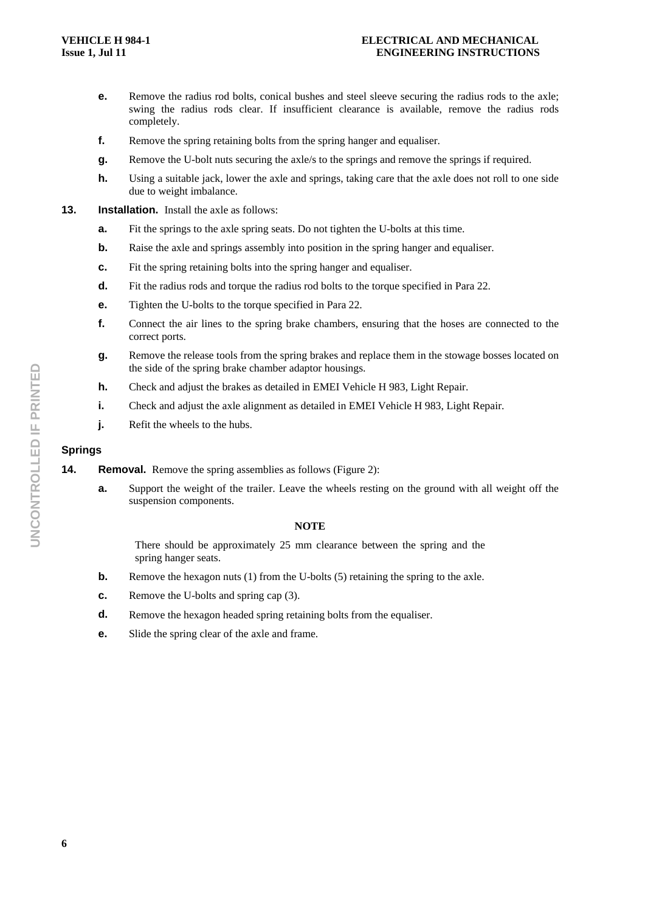e. Remove the radius rod bolts, conical bushes and steel sleeve securing the radius rods to the axle; swing the radius rods clear. If insufficient clearance is available, remove the radius rods completely.

f. Remove the spring retaining bolts from the spring hanger and equaliser.

g. Remove the U-bolt nuts securing the axle/s to the springs and remove the springs if required.

h. Using a suitable jack, lower the axle and springs, taking care that the axle does not roll to one side due to weight imbalance.

**13. Installation.** Install the axle as follows:

a. Fit the springs to the axle spring seats. Do not tighten the U-bolts at this time.

b. Raise the axle and springs assembly into position in the spring hanger and equaliser.

c. Fit the spring retaining bolts into the spring hanger and equaliser.

d. Fit the radius rods and torque the radius rod bolts to the torque specified in Para 22.

e. Tighten the U-bolts to the torque specified in Para 22.

f. Connect the air lines to the spring brake chambers, ensuring that the hoses are connected to the correct ports.

g. Remove the release tools from the spring brakes and replace them in the stowage bosses located on the side of the spring brake chamber adaptor housings.

h. Check and adjust the brakes as detailed in EMEI Vehicle H 983, Light Repair.

i. Check and adjust the axle alignment as detailed in EMEI Vehicle H 983, Light Repair.

j. Refit the wheels to the hubs.

## Springs

**14. Removal.** Remove the spring assemblies as follows (Figure 2):

a. Support the weight of the trailer. Leave the wheels resting on the ground with all weight off the suspension components.

**NOTE**

There should be approximately 25 mm clearance between the spring and the spring hanger seats.

b. Remove the hexagon nuts (1) from the U-bolts (5) retaining the spring to the axle.

c. Remove the U-bolts and spring cap (3).

d. Remove the hexagon headed spring retaining bolts from the equaliser.

e. Slide the spring clear of the axle and frame.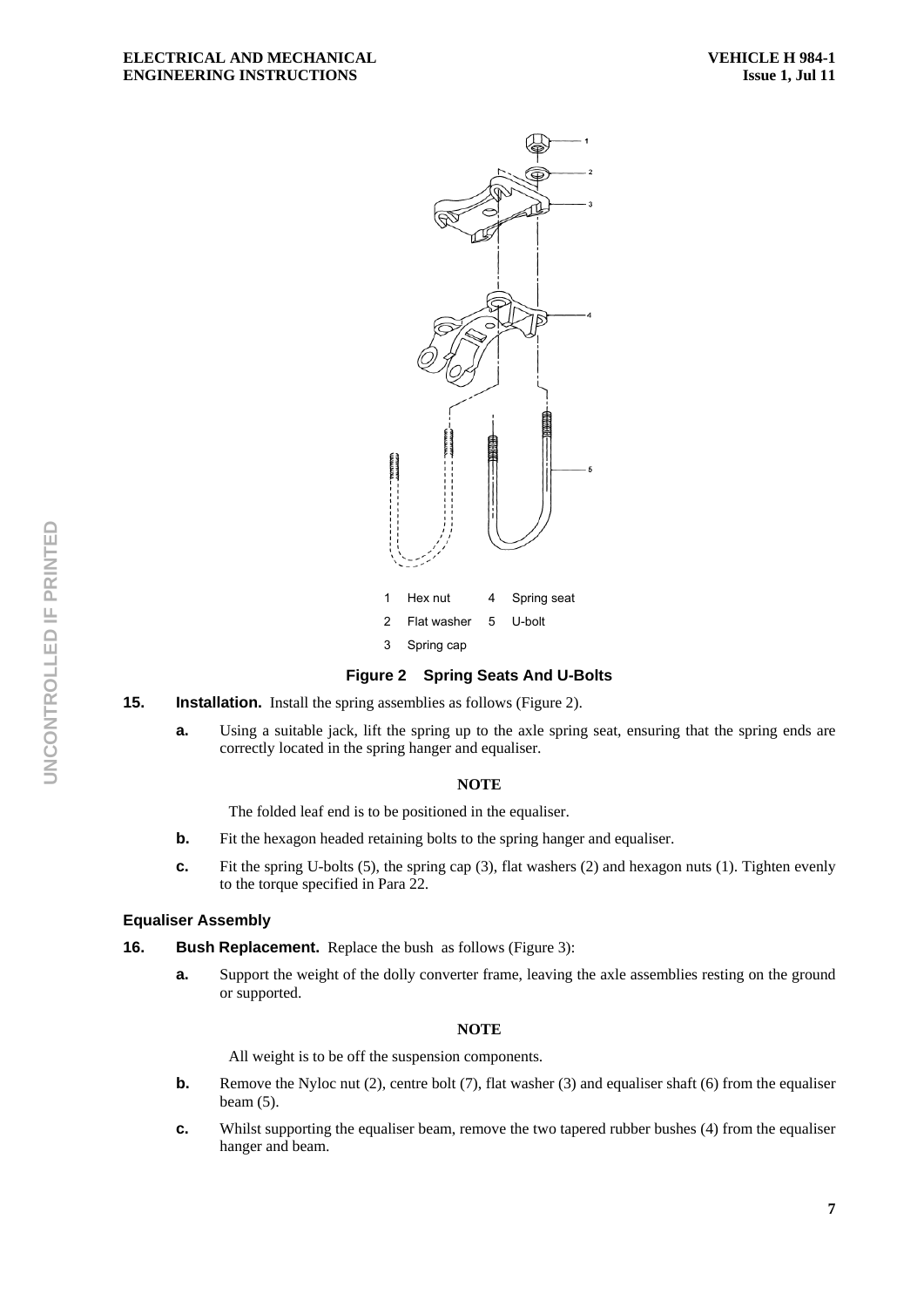1 Hex nut 4 Spring seat

2 Flat washer 5 U-bolt

3 Spring cap

**Figure 2 Spring Seats And U-Bolts**

**15. Installation.** Install the spring assemblies as follows (Figure 2).

**a.** Using a suitable jack, lift the spring up to the axle spring seat, ensuring that the spring ends are correctly located in the spring hanger and equaliser.

**NOTE**

The folded leaf end is to be positioned in the equaliser.

**b.** Fit the hexagon headed retaining bolts to the spring hanger and equaliser.

**c.** Fit the spring U-bolts (5), the spring cap (3), flat washers (2) and hexagon nuts (1). Tighten evenly to the torque specified in Para 22.

### Equaliser Assembly

**16. Bush Replacement.** Replace the bush as follows (Figure 3):

**a.** Support the weight of the dolly converter frame, leaving the axle assemblies resting on the ground or supported.

**NOTE**

All weight is to be off the suspension components.

**b.** Remove the Nyloc nut (2), centre bolt (7), flat washer (3) and equaliser shaft (6) from the equaliser beam (5).

**c.** Whilst supporting the equaliser beam, remove the two tapered rubber bushes (4) from the equaliser hanger and beam.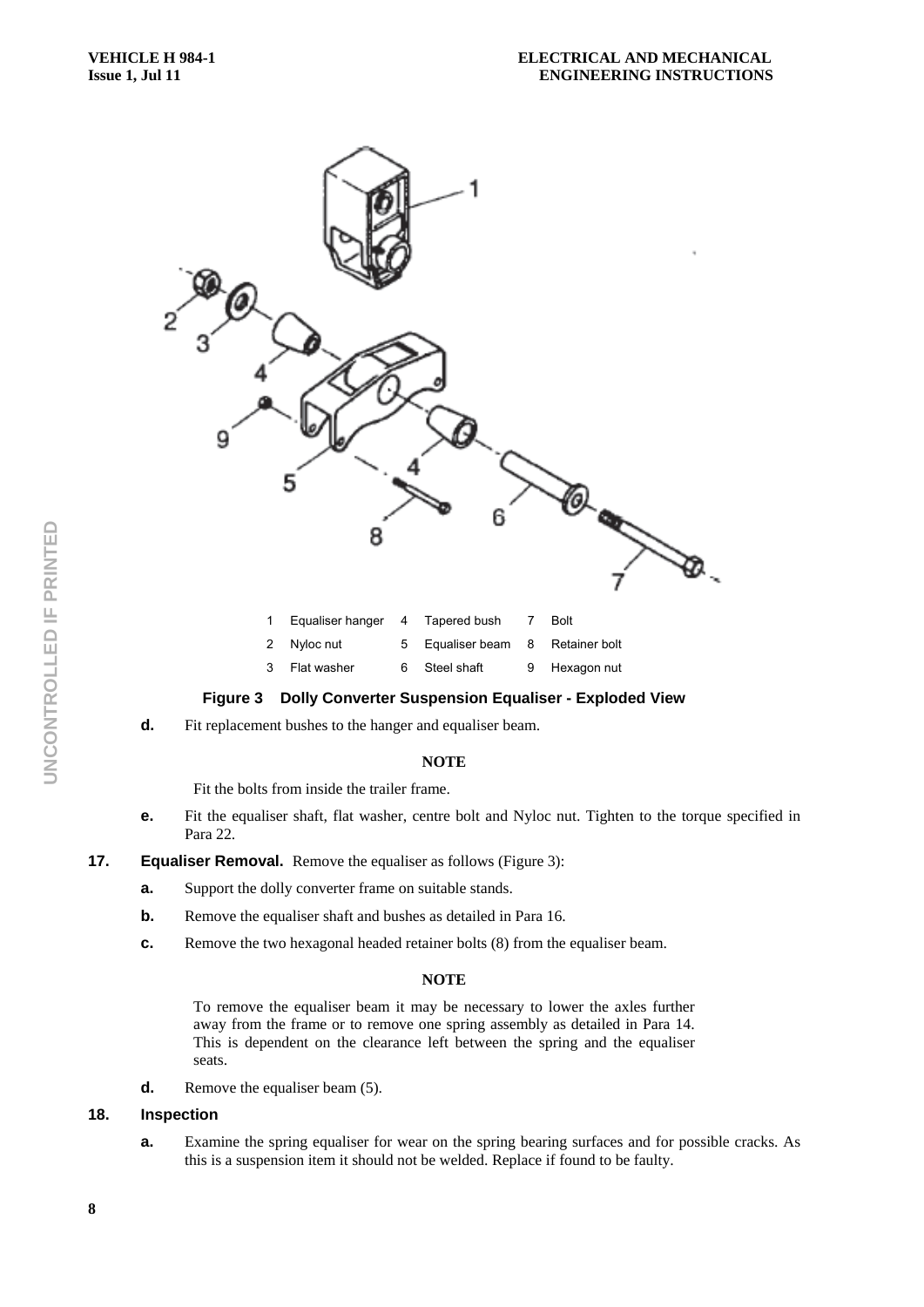| 1 | Equaliser hanger | 4 | Tapered bush | 7 | Bolt |
|---|---|---|---|---|---|
| 2 | Nyloc nut | 5 | Equaliser beam | 8 | Retainer bolt |
| 3 | Flat washer | 6 | Steel shaft | 9 | Hexagon nut |

**Figure 3 Dolly Converter Suspension Equaliser - Exploded View**

**d.** Fit replacement bushes to the hanger and equaliser beam.

**NOTE**

Fit the bolts from inside the trailer frame.

**e.** Fit the equaliser shaft, flat washer, centre bolt and Nyloc nut. Tighten to the torque specified in Para 22.

**17. Equaliser Removal.** Remove the equaliser as follows (Figure 3):

**a.** Support the dolly converter frame on suitable stands.

**b.** Remove the equaliser shaft and bushes as detailed in Para 16.

**c.** Remove the two hexagonal headed retainer bolts (8) from the equaliser beam.

**NOTE**

To remove the equaliser beam it may be necessary to lower the axles further away from the frame or to remove one spring assembly as detailed in Para 14. This is dependent on the clearance left between the spring and the equaliser seats.

**d.** Remove the equaliser beam (5).

**18. Inspection**

**a.** Examine the spring equaliser for wear on the spring bearing surfaces and for possible cracks. As this is a suspension item it should not be welded. Replace if found to be faulty.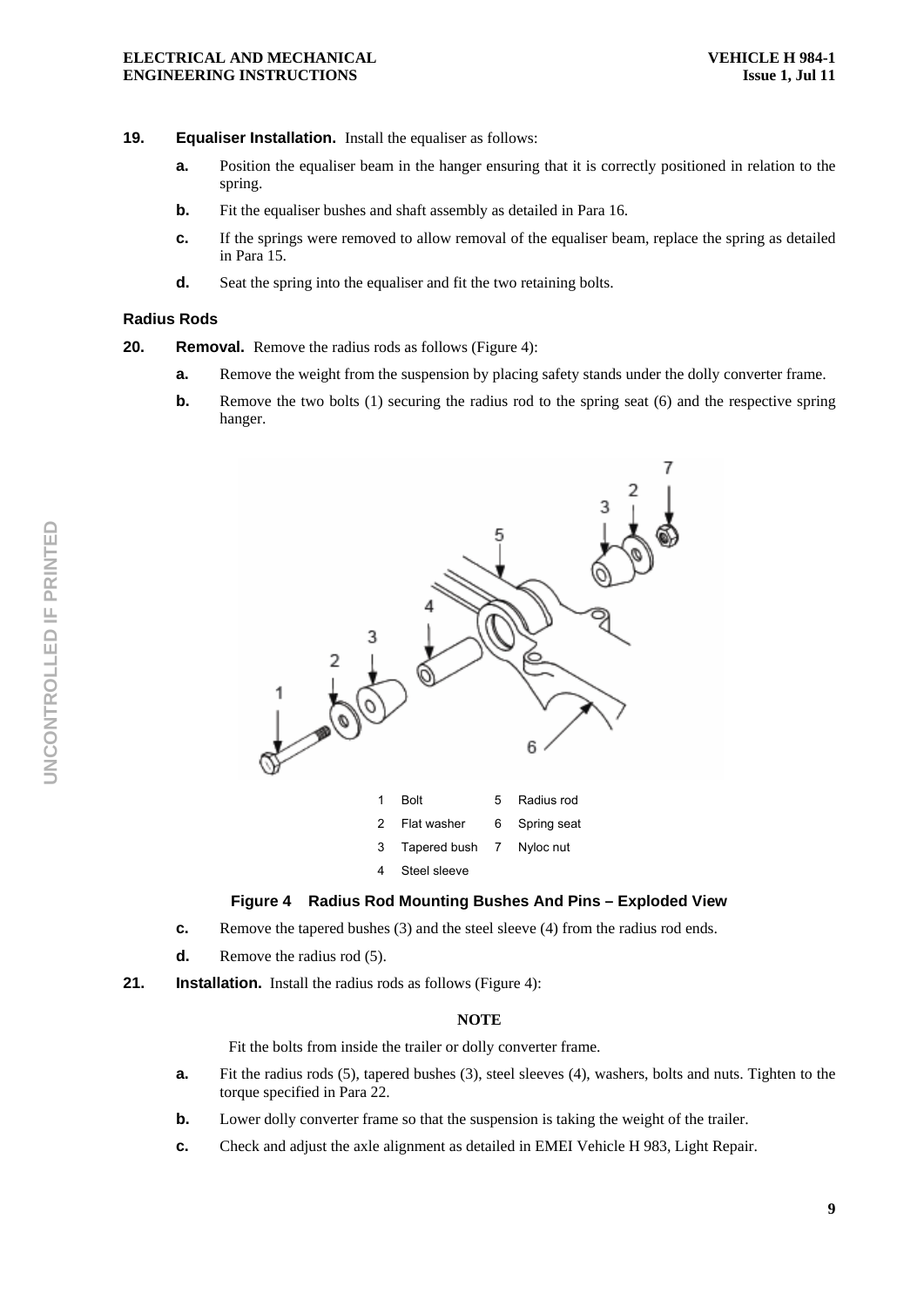**19.** **Equaliser Installation.** Install the equaliser as follows:

**a.** Position the equaliser beam in the hanger ensuring that it is correctly positioned in relation to the spring.

**b.** Fit the equaliser bushes and shaft assembly as detailed in Para 16.

**c.** If the springs were removed to allow removal of the equaliser beam, replace the spring as detailed in Para 15.

**d.** Seat the spring into the equaliser and fit the two retaining bolts.

### Radius Rods

**20.** **Removal.** Remove the radius rods as follows (Figure 4):

**a.** Remove the weight from the suspension by placing safety stands under the dolly converter frame.

**b.** Remove the two bolts (1) securing the radius rod to the spring seat (6) and the respective spring hanger.

| | | | |
|---|---|---|---|
| 1 | Bolt | 5 | Radius rod |
| 2 | Flat washer | 6 | Spring seat |
| 3 | Tapered bush | 7 | Nyloc nut |
| 4 | Steel sleeve | | |

**Figure 4 Radius Rod Mounting Bushes And Pins – Exploded View**

**c.** Remove the tapered bushes (3) and the steel sleeve (4) from the radius rod ends.

**d.** Remove the radius rod (5).

**21.** **Installation.** Install the radius rods as follows (Figure 4):

**NOTE**

Fit the bolts from inside the trailer or dolly converter frame.

**a.** Fit the radius rods (5), tapered bushes (3), steel sleeves (4), washers, bolts and nuts. Tighten to the torque specified in Para 22.

**b.** Lower dolly converter frame so that the suspension is taking the weight of the trailer.

**c.** Check and adjust the axle alignment as detailed in EMEI Vehicle H 983, Light Repair.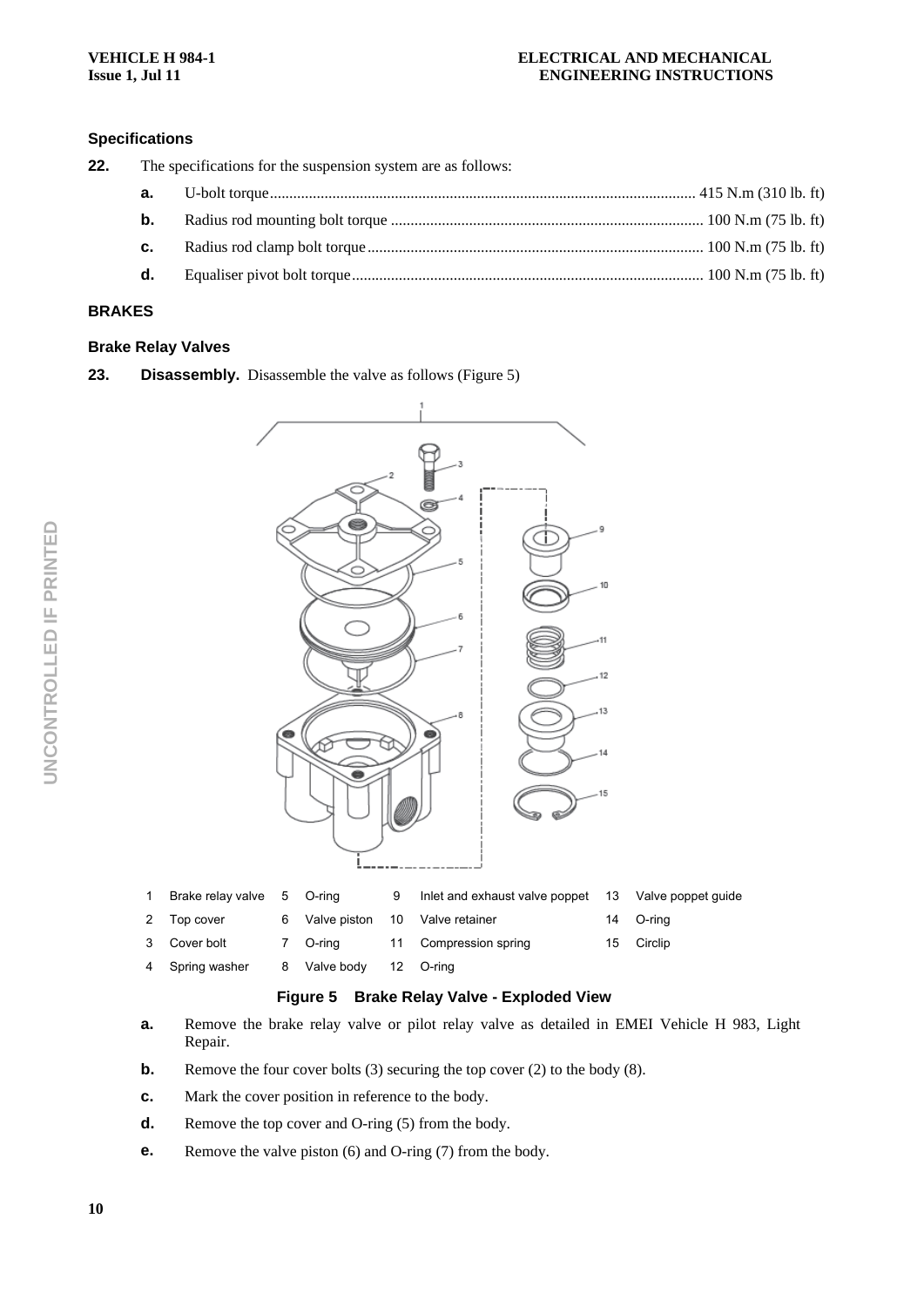### Specifications

**22.** The specifications for the suspension system are as follows:

- **a.** U-bolt torque........................................ 415 N.m (310 lb. ft)
- **b.** Radius rod mounting bolt torque ........................................ 100 N.m (75 lb. ft)
- **c.** Radius rod clamp bolt torque........................................ 100 N.m (75 lb. ft)
- **d.** Equaliser pivot bolt torque........................................ 100 N.m (75 lb. ft)

## BRAKES

### Brake Relay Valves

**23. Disassembly.** Disassemble the valve as follows (Figure 5)

| | | | | | | | |
|---|---|---|---|---|---|---|---|
| 1 | Brake relay valve | 5 | O-ring | 9 | Inlet and exhaust valve poppet | 13 | Valve poppet guide |
| 2 | Top cover | 6 | Valve piston | 10 | Valve retainer | 14 | O-ring |
| 3 | Cover bolt | 7 | O-ring | 11 | Compression spring | 15 | Circlip |
| 4 | Spring washer | 8 | Valve body | 12 | O-ring | | |

**Figure 5 Brake Relay Valve - Exploded View**

- **a.** Remove the brake relay valve or pilot relay valve as detailed in EMEI Vehicle H 983, Light Repair.
- **b.** Remove the four cover bolts (3) securing the top cover (2) to the body (8).
- **c.** Mark the cover position in reference to the body.
- **d.** Remove the top cover and O-ring (5) from the body.
- **e.** Remove the valve piston (6) and O-ring (7) from the body.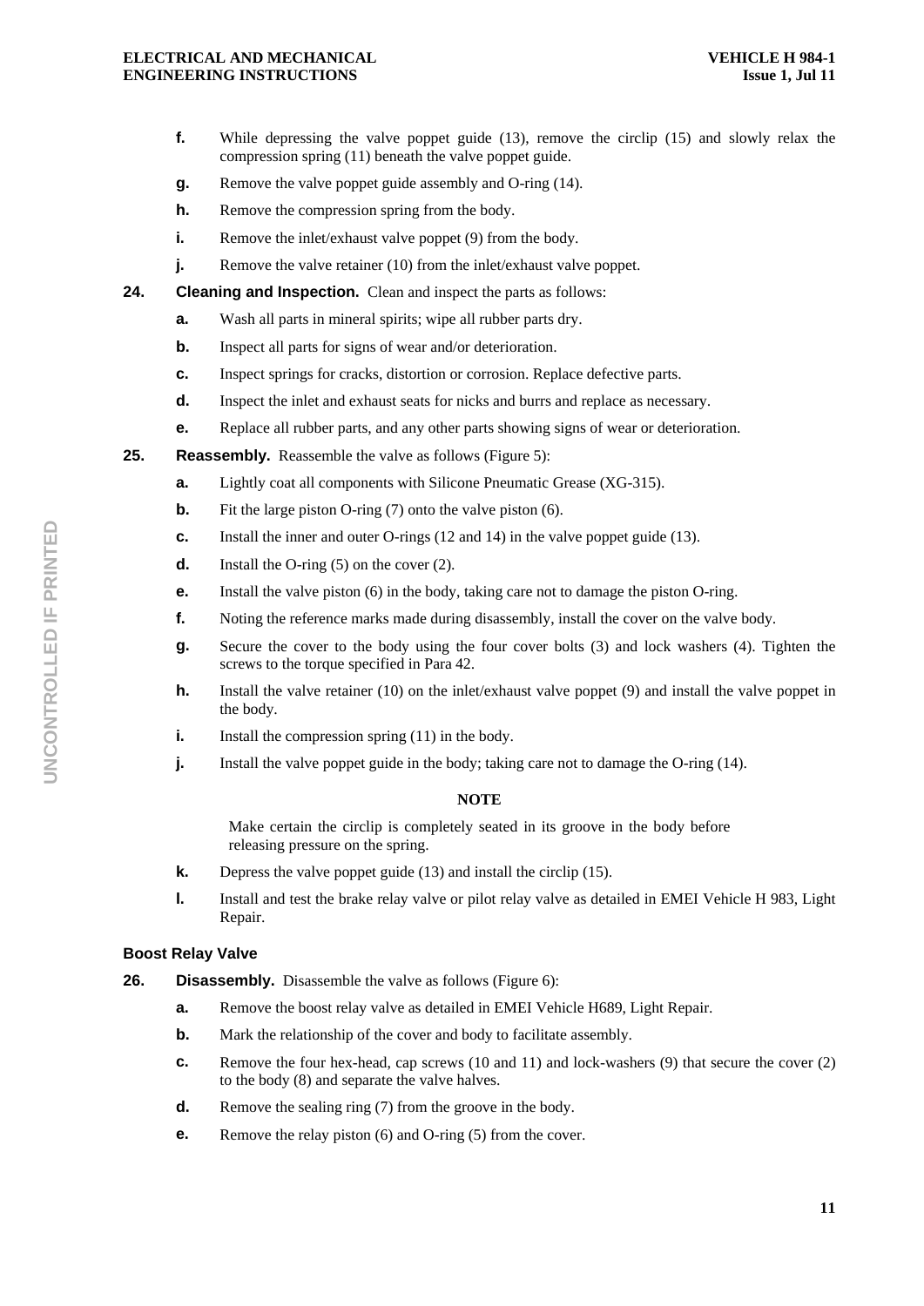**f.** While depressing the valve poppet guide (13), remove the circlip (15) and slowly relax the compression spring (11) beneath the valve poppet guide.

**g.** Remove the valve poppet guide assembly and O-ring (14).

**h.** Remove the compression spring from the body.

**i.** Remove the inlet/exhaust valve poppet (9) from the body.

**j.** Remove the valve retainer (10) from the inlet/exhaust valve poppet.

**24.** **Cleaning and Inspection.** Clean and inspect the parts as follows:

**a.** Wash all parts in mineral spirits; wipe all rubber parts dry.

**b.** Inspect all parts for signs of wear and/or deterioration.

**c.** Inspect springs for cracks, distortion or corrosion. Replace defective parts.

**d.** Inspect the inlet and exhaust seats for nicks and burrs and replace as necessary.

**e.** Replace all rubber parts, and any other parts showing signs of wear or deterioration.

**25.** **Reassembly.** Reassemble the valve as follows (Figure 5):

**a.** Lightly coat all components with Silicone Pneumatic Grease (XG-315).

**b.** Fit the large piston O-ring (7) onto the valve piston (6).

**c.** Install the inner and outer O-rings (12 and 14) in the valve poppet guide (13).

**d.** Install the O-ring (5) on the cover (2).

**e.** Install the valve piston (6) in the body, taking care not to damage the piston O-ring.

**f.** Noting the reference marks made during disassembly, install the cover on the valve body.

**g.** Secure the cover to the body using the four cover bolts (3) and lock washers (4). Tighten the screws to the torque specified in Para 42.

**h.** Install the valve retainer (10) on the inlet/exhaust valve poppet (9) and install the valve poppet in the body.

**i.** Install the compression spring (11) in the body.

**j.** Install the valve poppet guide in the body; taking care not to damage the O-ring (14).

**NOTE**

Make certain the circlip is completely seated in its groove in the body before releasing pressure on the spring.

**k.** Depress the valve poppet guide (13) and install the circlip (15).

**l.** Install and test the brake relay valve or pilot relay valve as detailed in EMEI Vehicle H 983, Light Repair.

### Boost Relay Valve

**26.** **Disassembly.** Disassemble the valve as follows (Figure 6):

**a.** Remove the boost relay valve as detailed in EMEI Vehicle H689, Light Repair.

**b.** Mark the relationship of the cover and body to facilitate assembly.

**c.** Remove the four hex-head, cap screws (10 and 11) and lock-washers (9) that secure the cover (2) to the body (8) and separate the valve halves.

**d.** Remove the sealing ring (7) from the groove in the body.

**e.** Remove the relay piston (6) and O-ring (5) from the cover.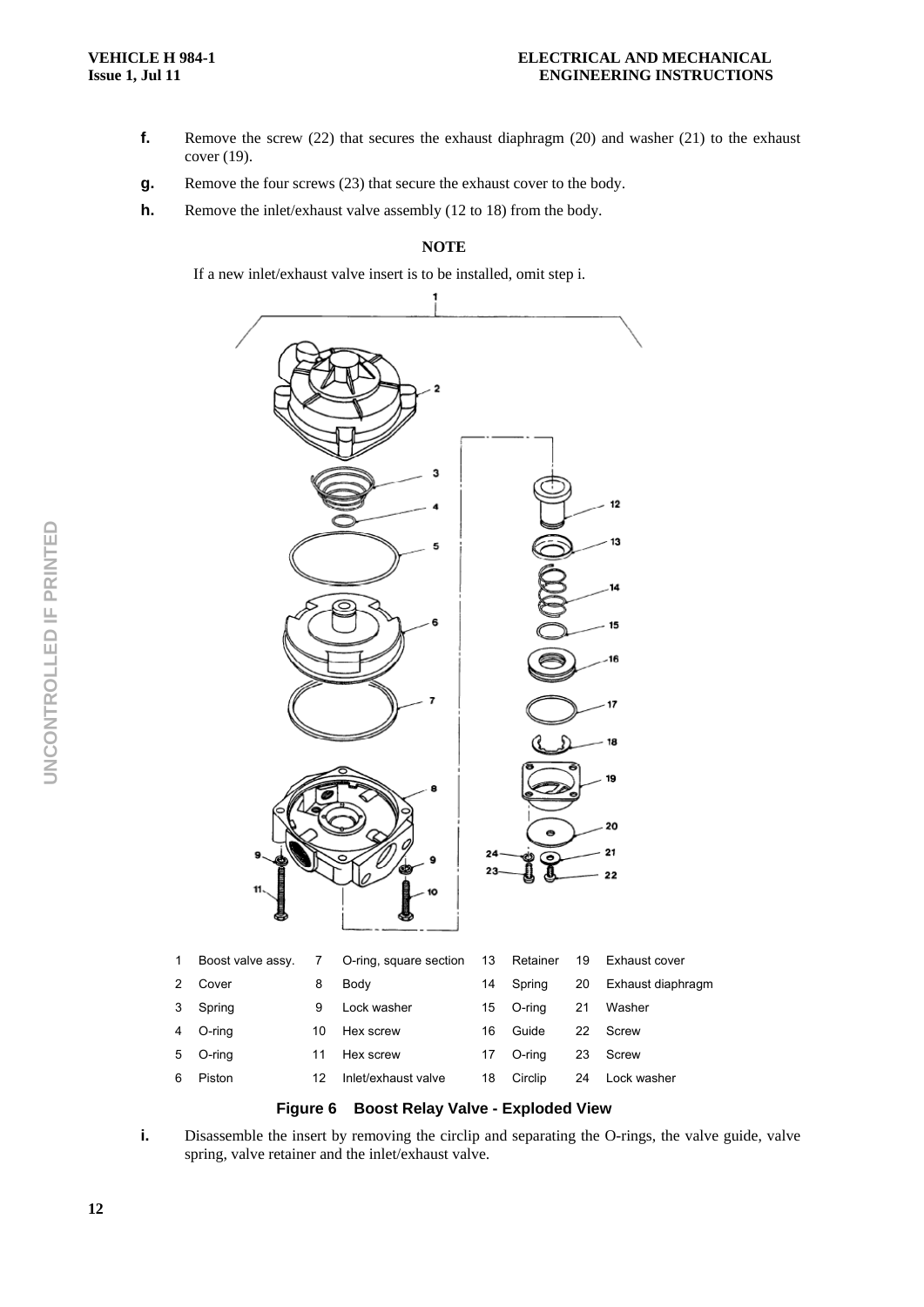**f.** Remove the screw (22) that secures the exhaust diaphragm (20) and washer (21) to the exhaust cover (19).

**g.** Remove the four screws (23) that secure the exhaust cover to the body.

**h.** Remove the inlet/exhaust valve assembly (12 to 18) from the body.

**NOTE**

If a new inlet/exhaust valve insert is to be installed, omit step i.

| | | | | | | | |
|---|---|---|---|---|---|---|---|
| 1 | Boost valve assy. | 7 | O-ring, square section | 13 | Retainer | 19 | Exhaust cover |
| 2 | Cover | 8 | Body | 14 | Spring | 20 | Exhaust diaphragm |
| 3 | Spring | 9 | Lock washer | 15 | O-ring | 21 | Washer |
| 4 | O-ring | 10 | Hex screw | 16 | Guide | 22 | Screw |
| 5 | O-ring | 11 | Hex screw | 17 | O-ring | 23 | Screw |
| 6 | Piston | 12 | Inlet/exhaust valve | 18 | Circlip | 24 | Lock washer |

**Figure 6 Boost Relay Valve - Exploded View**

**i.** Disassemble the insert by removing the circlip and separating the O-rings, the valve guide, valve spring, valve retainer and the inlet/exhaust valve.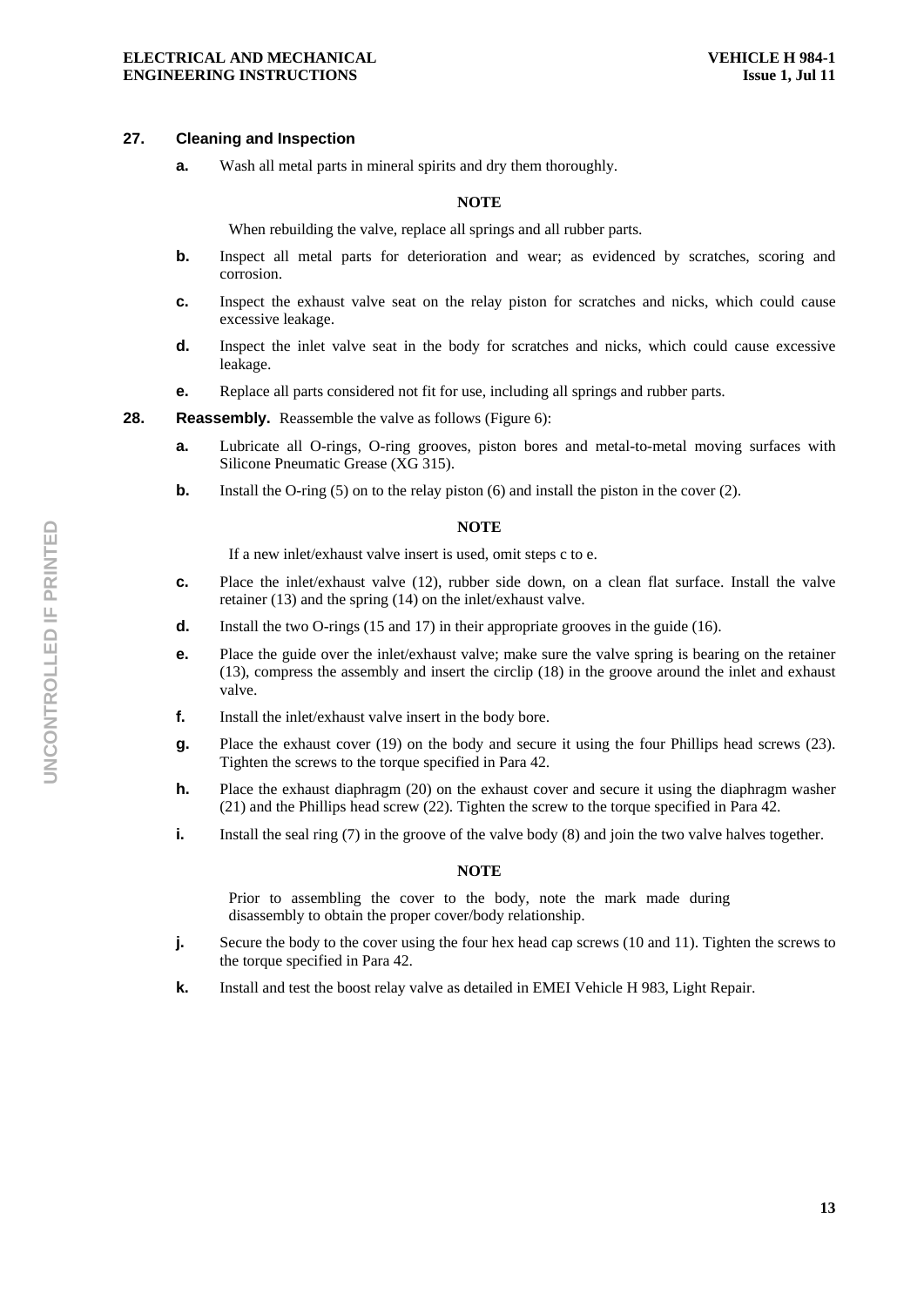**27. Cleaning and Inspection**

**a.** Wash all metal parts in mineral spirits and dry them thoroughly.

**NOTE**

When rebuilding the valve, replace all springs and all rubber parts.

**b.** Inspect all metal parts for deterioration and wear; as evidenced by scratches, scoring and corrosion.

**c.** Inspect the exhaust valve seat on the relay piston for scratches and nicks, which could cause excessive leakage.

**d.** Inspect the inlet valve seat in the body for scratches and nicks, which could cause excessive leakage.

**e.** Replace all parts considered not fit for use, including all springs and rubber parts.

**28. Reassembly.** Reassemble the valve as follows (Figure 6):

**a.** Lubricate all O-rings, O-ring grooves, piston bores and metal-to-metal moving surfaces with Silicone Pneumatic Grease (XG 315).

**b.** Install the O-ring (5) on to the relay piston (6) and install the piston in the cover (2).

**NOTE**

If a new inlet/exhaust valve insert is used, omit steps c to e.

**c.** Place the inlet/exhaust valve (12), rubber side down, on a clean flat surface. Install the valve retainer (13) and the spring (14) on the inlet/exhaust valve.

**d.** Install the two O-rings (15 and 17) in their appropriate grooves in the guide (16).

**e.** Place the guide over the inlet/exhaust valve; make sure the valve spring is bearing on the retainer (13), compress the assembly and insert the circlip (18) in the groove around the inlet and exhaust valve.

**f.** Install the inlet/exhaust valve insert in the body bore.

**g.** Place the exhaust cover (19) on the body and secure it using the four Phillips head screws (23). Tighten the screws to the torque specified in Para 42.

**h.** Place the exhaust diaphragm (20) on the exhaust cover and secure it using the diaphragm washer (21) and the Phillips head screw (22). Tighten the screw to the torque specified in Para 42.

**i.** Install the seal ring (7) in the groove of the valve body (8) and join the two valve halves together.

**NOTE**

Prior to assembling the cover to the body, note the mark made during disassembly to obtain the proper cover/body relationship.

**j.** Secure the body to the cover using the four hex head cap screws (10 and 11). Tighten the screws to the torque specified in Para 42.

**k.** Install and test the boost relay valve as detailed in EMEI Vehicle H 983, Light Repair.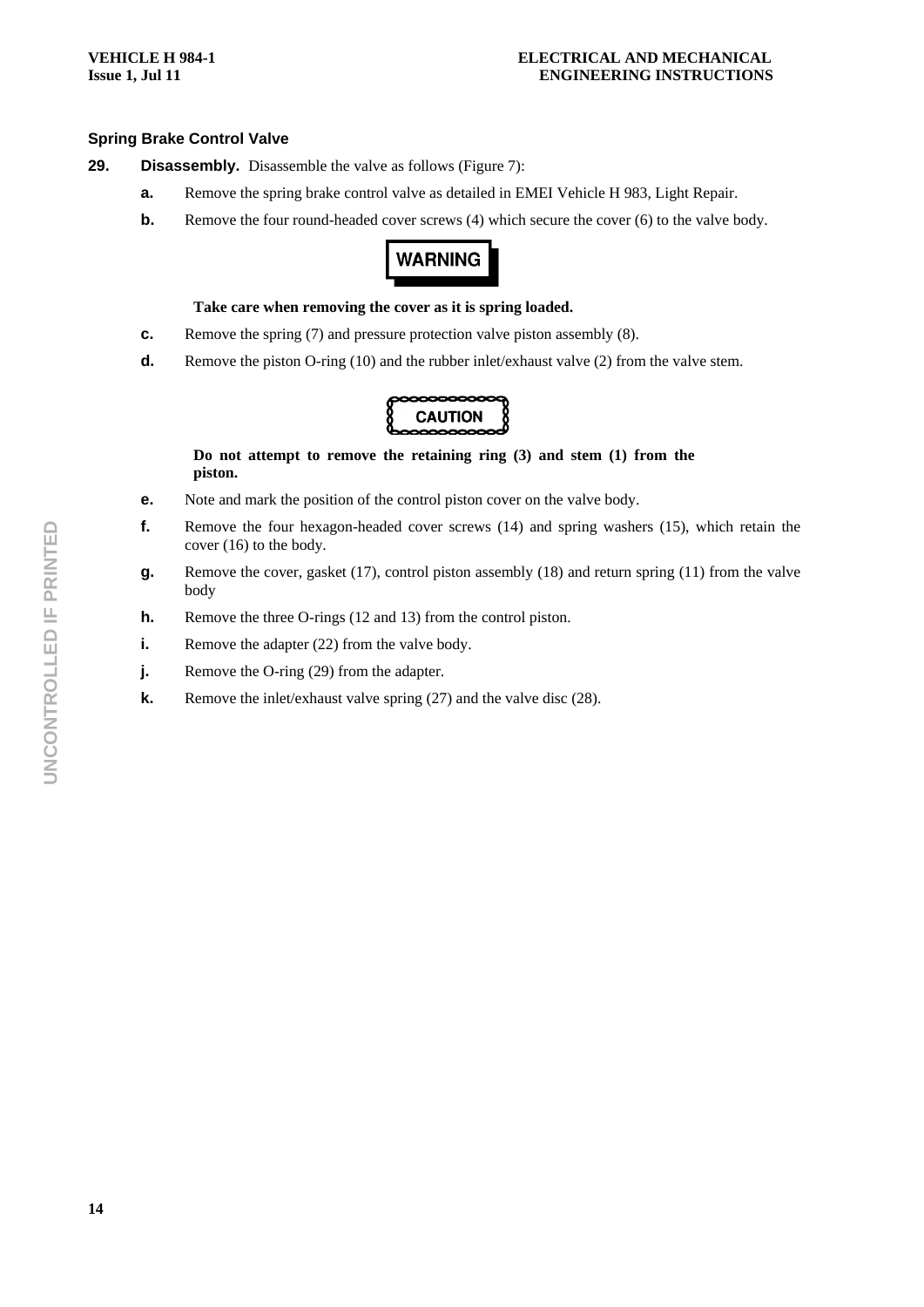### Spring Brake Control Valve

**29. Disassembly.** Disassemble the valve as follows (Figure 7):

**a.** Remove the spring brake control valve as detailed in EMEI Vehicle H 983, Light Repair.

**b.** Remove the four round-headed cover screws (4) which secure the cover (6) to the valve body.

**WARNING**

**Take care when removing the cover as it is spring loaded.**

**c.** Remove the spring (7) and pressure protection valve piston assembly (8).

**d.** Remove the piston O-ring (10) and the rubber inlet/exhaust valve (2) from the valve stem.

**CAUTION**

**Do not attempt to remove the retaining ring (3) and stem (1) from the piston.**

**e.** Note and mark the position of the control piston cover on the valve body.

**f.** Remove the four hexagon-headed cover screws (14) and spring washers (15), which retain the cover (16) to the body.

**g.** Remove the cover, gasket (17), control piston assembly (18) and return spring (11) from the valve body

**h.** Remove the three O-rings (12 and 13) from the control piston.

**i.** Remove the adapter (22) from the valve body.

**j.** Remove the O-ring (29) from the adapter.

**k.** Remove the inlet/exhaust valve spring (27) and the valve disc (28).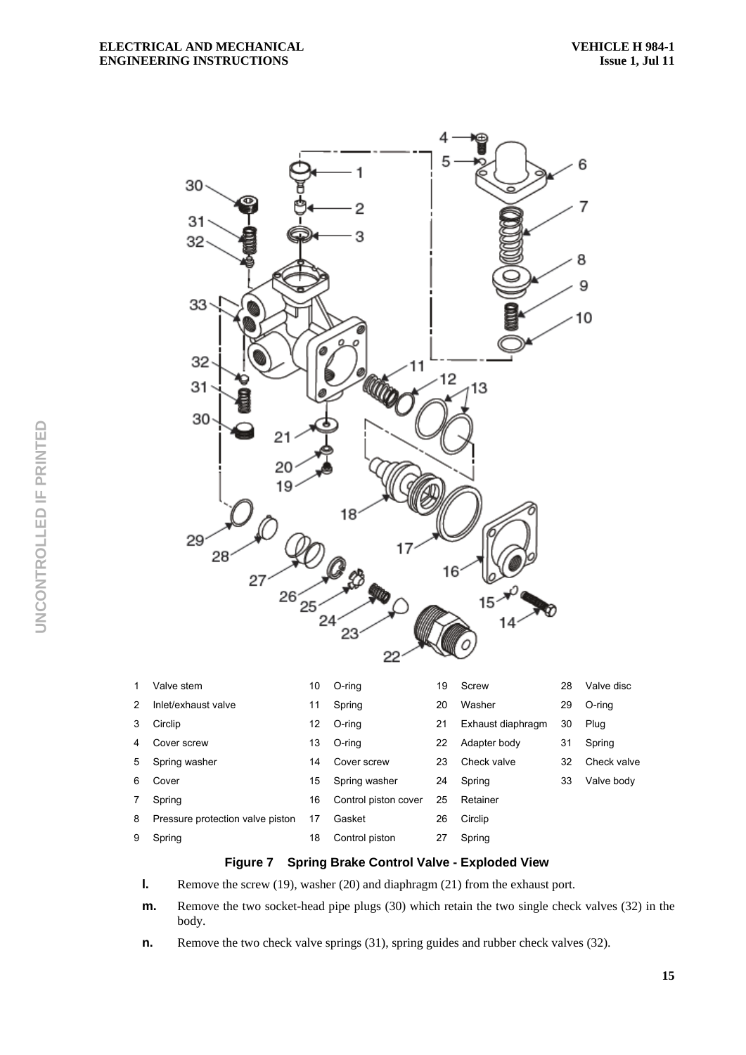| 1 | Valve stem | 10 | O-ring | 19 | Screw | 28 | Valve disc |
|---|---|---|---|---|---|---|---|
| 2 | Inlet/exhaust valve | 11 | Spring | 20 | Washer | 29 | O-ring |
| 3 | Circlip | 12 | O-ring | 21 | Exhaust diaphragm | 30 | Plug |
| 4 | Cover screw | 13 | O-ring | 22 | Adapter body | 31 | Spring |
| 5 | Spring washer | 14 | Cover screw | 23 | Check valve | 32 | Check valve |
| 6 | Cover | 15 | Spring washer | 24 | Spring | 33 | Valve body |
| 7 | Spring | 16 | Control piston cover | 25 | Retainer | | |
| 8 | Pressure protection valve piston | 17 | Gasket | 26 | Circlip | | |
| 9 | Spring | 18 | Control piston | 27 | Spring | | |

**Figure 7 Spring Brake Control Valve - Exploded View**

**l.** Remove the screw (19), washer (20) and diaphragm (21) from the exhaust port.

**m.** Remove the two socket-head pipe plugs (30) which retain the two single check valves (32) in the body.

**n.** Remove the two check valve springs (31), spring guides and rubber check valves (32).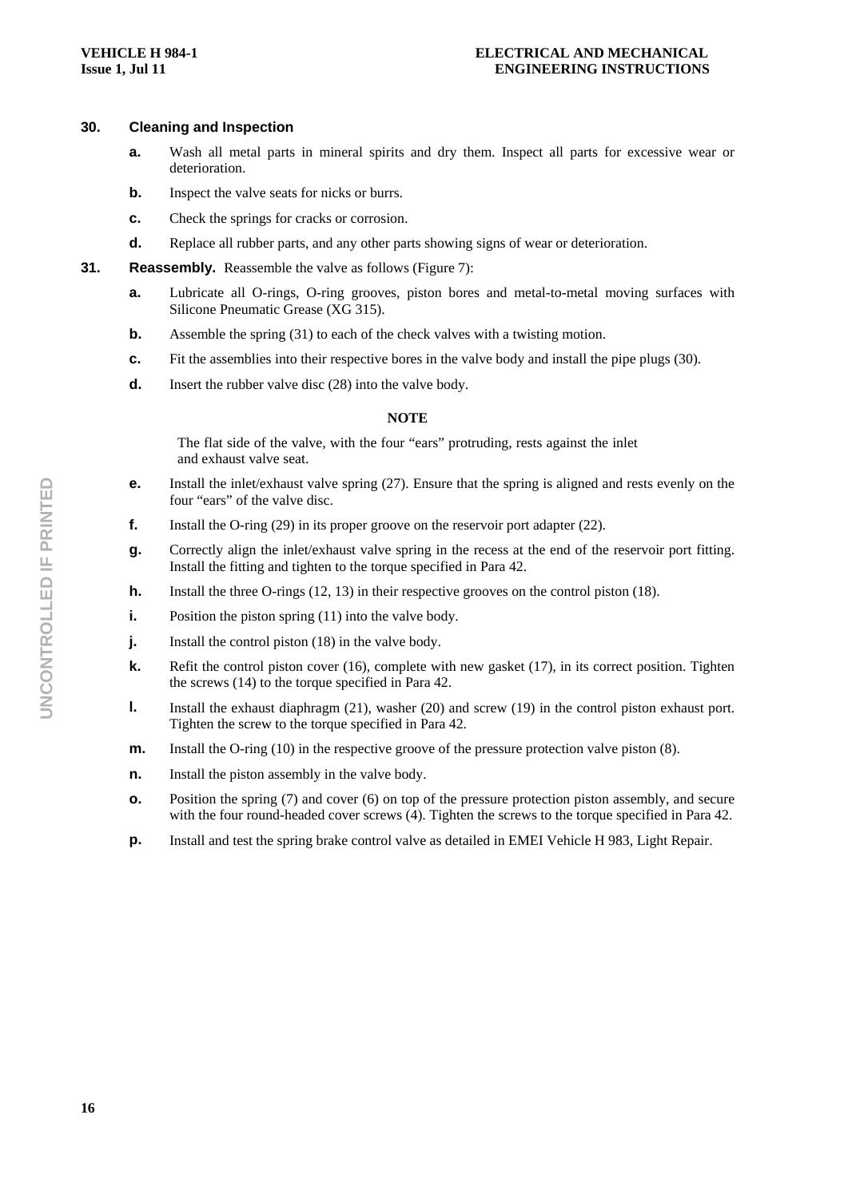**30. Cleaning and Inspection**

- **a.** Wash all metal parts in mineral spirits and dry them. Inspect all parts for excessive wear or deterioration.
- **b.** Inspect the valve seats for nicks or burrs.
- **c.** Check the springs for cracks or corrosion.
- **d.** Replace all rubber parts, and any other parts showing signs of wear or deterioration.

**31. Reassembly.** Reassemble the valve as follows (Figure 7):

- **a.** Lubricate all O-rings, O-ring grooves, piston bores and metal-to-metal moving surfaces with Silicone Pneumatic Grease (XG 315).
- **b.** Assemble the spring (31) to each of the check valves with a twisting motion.
- **c.** Fit the assemblies into their respective bores in the valve body and install the pipe plugs (30).
- **d.** Insert the rubber valve disc (28) into the valve body.

**NOTE**

The flat side of the valve, with the four "ears" protruding, rests against the inlet and exhaust valve seat.

- **e.** Install the inlet/exhaust valve spring (27). Ensure that the spring is aligned and rests evenly on the four "ears" of the valve disc.
- **f.** Install the O-ring (29) in its proper groove on the reservoir port adapter (22).
- **g.** Correctly align the inlet/exhaust valve spring in the recess at the end of the reservoir port fitting. Install the fitting and tighten to the torque specified in Para 42.
- **h.** Install the three O-rings (12, 13) in their respective grooves on the control piston (18).
- **i.** Position the piston spring (11) into the valve body.
- **j.** Install the control piston (18) in the valve body.
- **k.** Refit the control piston cover (16), complete with new gasket (17), in its correct position. Tighten the screws (14) to the torque specified in Para 42.
- **l.** Install the exhaust diaphragm (21), washer (20) and screw (19) in the control piston exhaust port. Tighten the screw to the torque specified in Para 42.
- **m.** Install the O-ring (10) in the respective groove of the pressure protection valve piston (8).
- **n.** Install the piston assembly in the valve body.
- **o.** Position the spring (7) and cover (6) on top of the pressure protection piston assembly, and secure with the four round-headed cover screws (4). Tighten the screws to the torque specified in Para 42.
- **p.** Install and test the spring brake control valve as detailed in EMEI Vehicle H 983, Light Repair.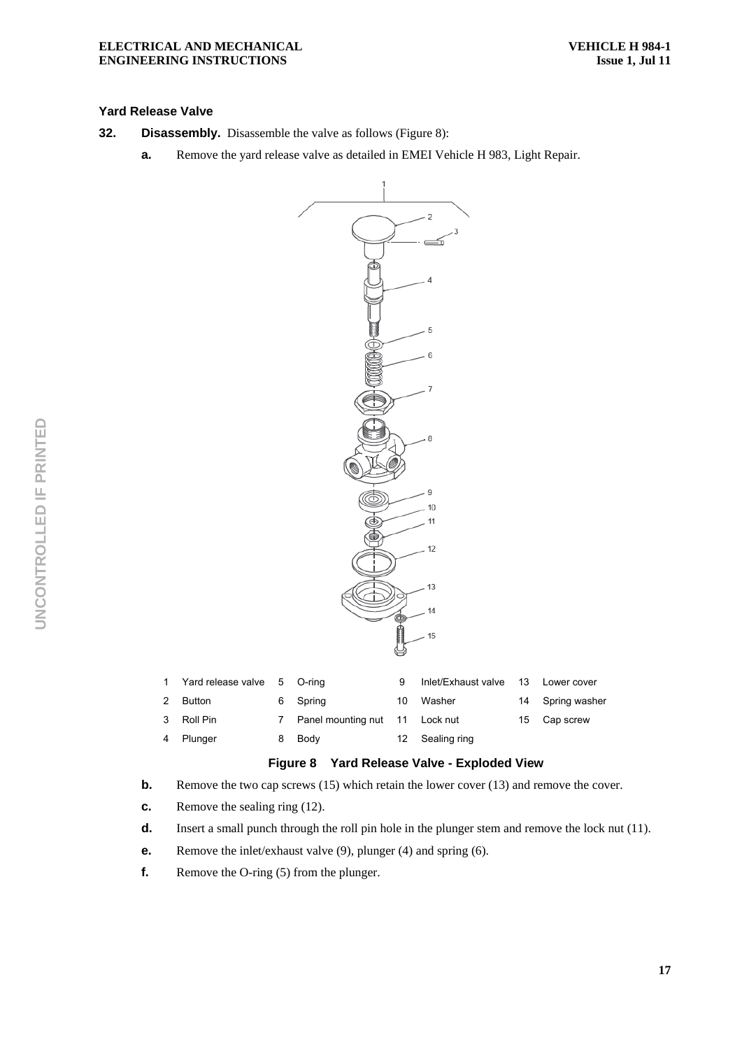### Yard Release Valve

**32. Disassembly.** Disassemble the valve as follows (Figure 8):

**a.** Remove the yard release valve as detailed in EMEI Vehicle H 983, Light Repair.

| | | | | | | | |
|---|---|---|---|---|---|---|---|
| 1 | Yard release valve | 5 | O-ring | 9 | Inlet/Exhaust valve | 13 | Lower cover |
| 2 | Button | 6 | Spring | 10 | Washer | 14 | Spring washer |
| 3 | Roll Pin | 7 | Panel mounting nut | 11 | Lock nut | 15 | Cap screw |
| 4 | Plunger | 8 | Body | 12 | Sealing ring | | |

**Figure 8 Yard Release Valve - Exploded View**

**b.** Remove the two cap screws (15) which retain the lower cover (13) and remove the cover.

**c.** Remove the sealing ring (12).

**d.** Insert a small punch through the roll pin hole in the plunger stem and remove the lock nut (11).

**e.** Remove the inlet/exhaust valve (9), plunger (4) and spring (6).

**f.** Remove the O-ring (5) from the plunger.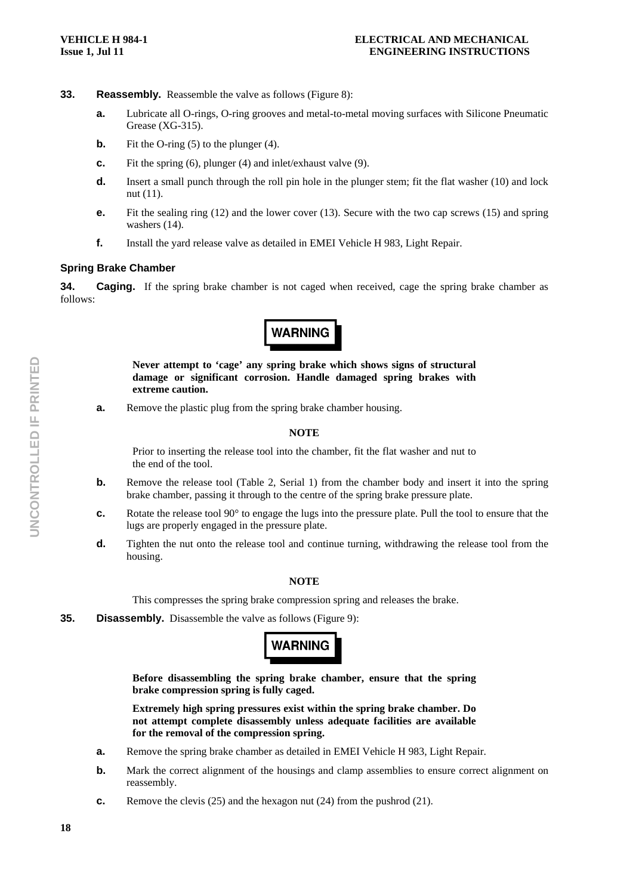**33. Reassembly.** Reassemble the valve as follows (Figure 8):

**a.** Lubricate all O-rings, O-ring grooves and metal-to-metal moving surfaces with Silicone Pneumatic Grease (XG-315).

**b.** Fit the O-ring (5) to the plunger (4).

**c.** Fit the spring (6), plunger (4) and inlet/exhaust valve (9).

**d.** Insert a small punch through the roll pin hole in the plunger stem; fit the flat washer (10) and lock nut (11).

**e.** Fit the sealing ring (12) and the lower cover (13). Secure with the two cap screws (15) and spring washers (14).

**f.** Install the yard release valve as detailed in EMEI Vehicle H 983, Light Repair.

### Spring Brake Chamber

**34. Caging.** If the spring brake chamber is not caged when received, cage the spring brake chamber as follows:

**WARNING**

**Never attempt to 'cage' any spring brake which shows signs of structural damage or significant corrosion. Handle damaged spring brakes with extreme caution.**

**a.** Remove the plastic plug from the spring brake chamber housing.

**NOTE**

Prior to inserting the release tool into the chamber, fit the flat washer and nut to the end of the tool.

**b.** Remove the release tool (Table 2, Serial 1) from the chamber body and insert it into the spring brake chamber, passing it through to the centre of the spring brake pressure plate.

**c.** Rotate the release tool 90° to engage the lugs into the pressure plate. Pull the tool to ensure that the lugs are properly engaged in the pressure plate.

**d.** Tighten the nut onto the release tool and continue turning, withdrawing the release tool from the housing.

**NOTE**

This compresses the spring brake compression spring and releases the brake.

**35. Disassembly.** Disassemble the valve as follows (Figure 9):

**WARNING**

**Before disassembling the spring brake chamber, ensure that the spring brake compression spring is fully caged.**

**Extremely high spring pressures exist within the spring brake chamber. Do not attempt complete disassembly unless adequate facilities are available for the removal of the compression spring.**

**a.** Remove the spring brake chamber as detailed in EMEI Vehicle H 983, Light Repair.

**b.** Mark the correct alignment of the housings and clamp assemblies to ensure correct alignment on reassembly.

**c.** Remove the clevis (25) and the hexagon nut (24) from the pushrod (21).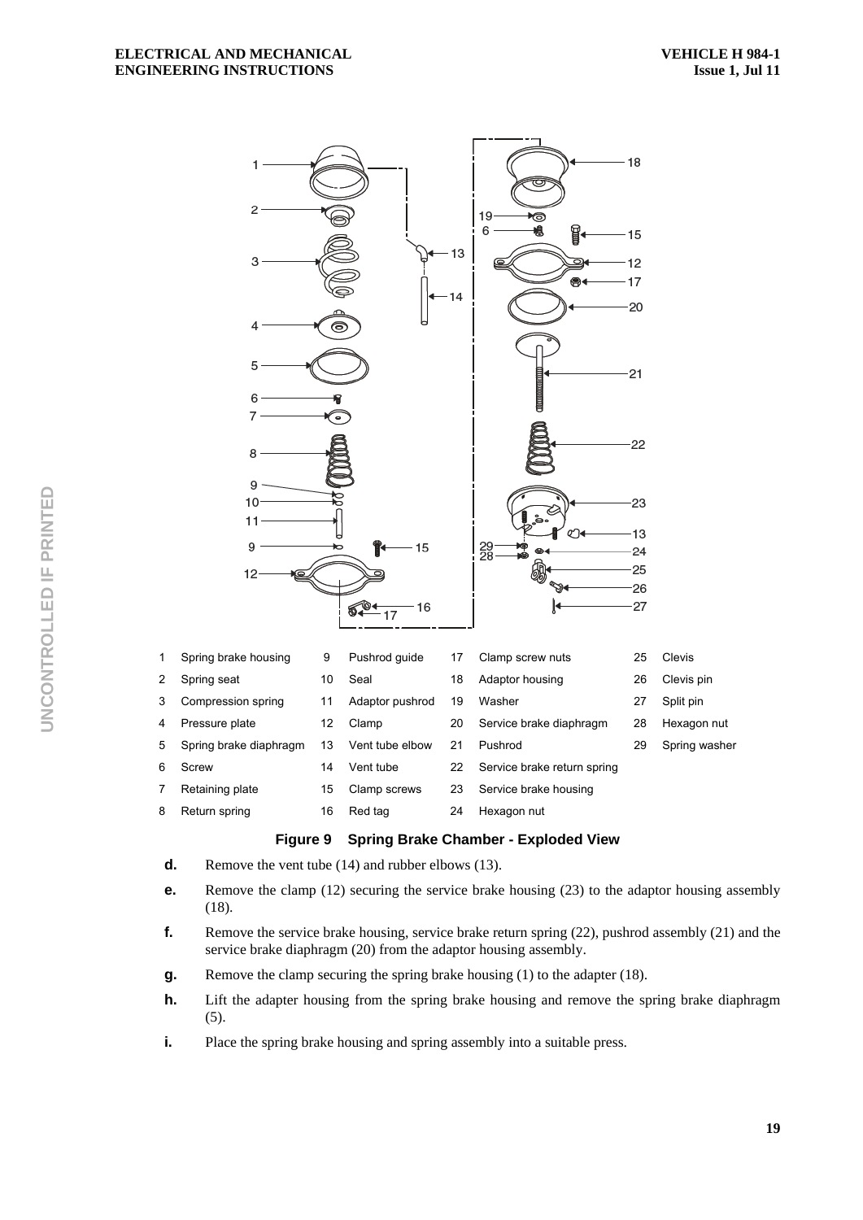| | | | | | | | | | | |
|---|---|---|---|---|---|---|---|---|---|---|
| 1 | Spring brake housing | 9 | Pushrod guide | 17 | Clamp screw nuts | 25 | Clevis |
| 2 | Spring seat | 10 | Seal | 18 | Adaptor housing | 26 | Clevis pin |
| 3 | Compression spring | 11 | Adaptor pushrod | 19 | Washer | 27 | Split pin |
| 4 | Pressure plate | 12 | Clamp | 20 | Service brake diaphragm | 28 | Hexagon nut |
| 5 | Spring brake diaphragm | 13 | Vent tube elbow | 21 | Pushrod | 29 | Spring washer |
| 6 | Screw | 14 | Vent tube | 22 | Service brake return spring | | |
| 7 | Retaining plate | 15 | Clamp screws | 23 | Service brake housing | | |
| 8 | Return spring | 16 | Red tag | 24 | Hexagon nut | | |

**Figure 9 Spring Brake Chamber - Exploded View**

**d.** Remove the vent tube (14) and rubber elbows (13).

**e.** Remove the clamp (12) securing the service brake housing (23) to the adaptor housing assembly (18).

**f.** Remove the service brake housing, service brake return spring (22), pushrod assembly (21) and the service brake diaphragm (20) from the adaptor housing assembly.

**g.** Remove the clamp securing the spring brake housing (1) to the adapter (18).

**h.** Lift the adapter housing from the spring brake housing and remove the spring brake diaphragm (5).

**i.** Place the spring brake housing and spring assembly into a suitable press.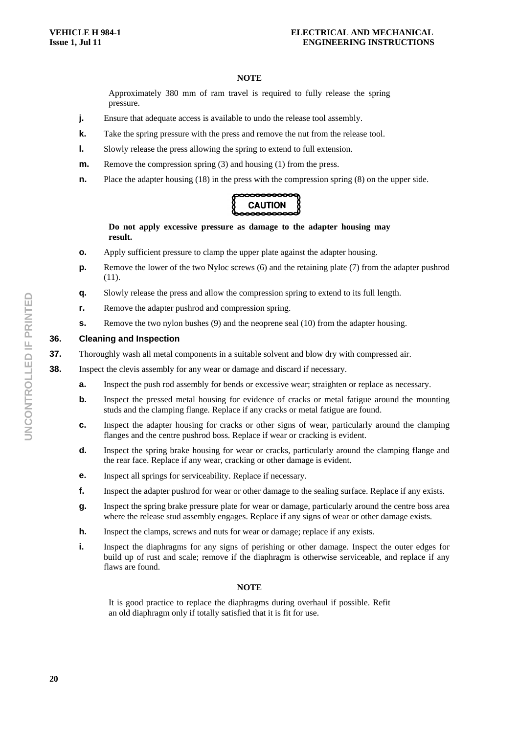**NOTE**

Approximately 380 mm of ram travel is required to fully release the spring pressure.

- **j.** Ensure that adequate access is available to undo the release tool assembly.
- **k.** Take the spring pressure with the press and remove the nut from the release tool.
- **l.** Slowly release the press allowing the spring to extend to full extension.
- **m.** Remove the compression spring (3) and housing (1) from the press.
- **n.** Place the adapter housing (18) in the press with the compression spring (8) on the upper side.

**CAUTION**

**Do not apply excessive pressure as damage to the adapter housing may result.**

- **o.** Apply sufficient pressure to clamp the upper plate against the adapter housing.
- **p.** Remove the lower of the two Nyloc screws (6) and the retaining plate (7) from the adapter pushrod (11).
- **q.** Slowly release the press and allow the compression spring to extend to its full length.
- **r.** Remove the adapter pushrod and compression spring.
- **s.** Remove the two nylon bushes (9) and the neoprene seal (10) from the adapter housing.

### 36. Cleaning and Inspection

**37.** Thoroughly wash all metal components in a suitable solvent and blow dry with compressed air.

**38.** Inspect the clevis assembly for any wear or damage and discard if necessary.

- **a.** Inspect the push rod assembly for bends or excessive wear; straighten or replace as necessary.
- **b.** Inspect the pressed metal housing for evidence of cracks or metal fatigue around the mounting studs and the clamping flange. Replace if any cracks or metal fatigue are found.
- **c.** Inspect the adapter housing for cracks or other signs of wear, particularly around the clamping flanges and the centre pushrod boss. Replace if wear or cracking is evident.
- **d.** Inspect the spring brake housing for wear or cracks, particularly around the clamping flange and the rear face. Replace if any wear, cracking or other damage is evident.
- **e.** Inspect all springs for serviceability. Replace if necessary.
- **f.** Inspect the adapter pushrod for wear or other damage to the sealing surface. Replace if any exists.
- **g.** Inspect the spring brake pressure plate for wear or damage, particularly around the centre boss area where the release stud assembly engages. Replace if any signs of wear or other damage exists.
- **h.** Inspect the clamps, screws and nuts for wear or damage; replace if any exists.
- **i.** Inspect the diaphragms for any signs of perishing or other damage. Inspect the outer edges for build up of rust and scale; remove if the diaphragm is otherwise serviceable, and replace if any flaws are found.

**NOTE**

It is good practice to replace the diaphragms during overhaul if possible. Refit an old diaphragm only if totally satisfied that it is fit for use.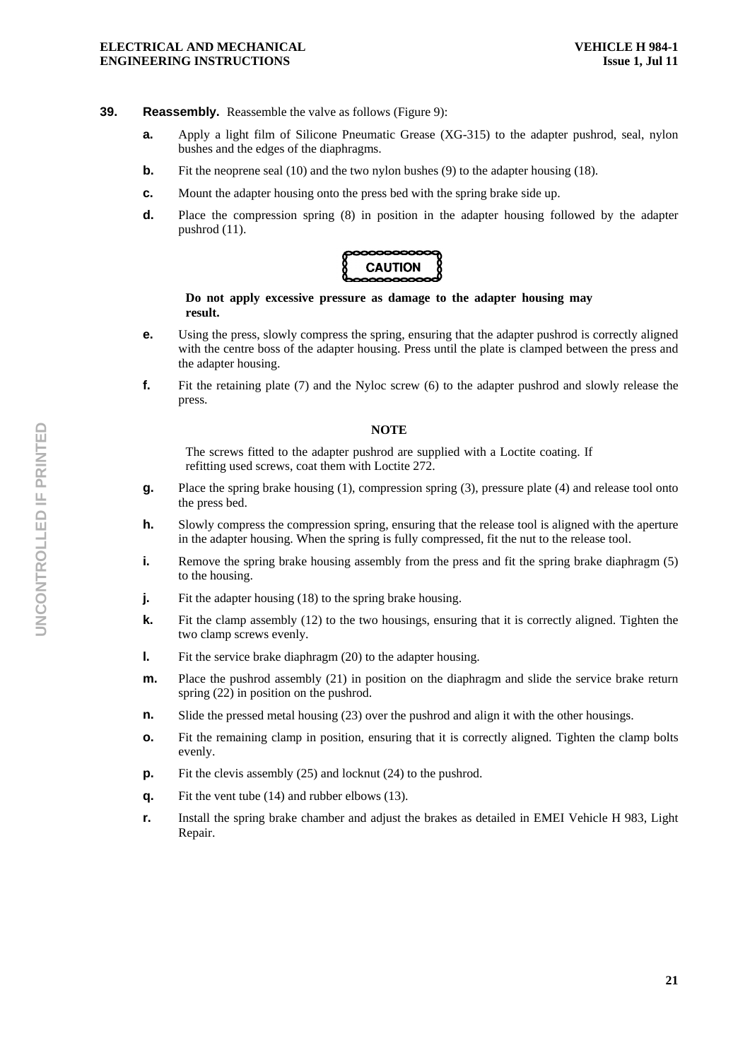**39. Reassembly.** Reassemble the valve as follows (Figure 9):

**a.** Apply a light film of Silicone Pneumatic Grease (XG-315) to the adapter pushrod, seal, nylon bushes and the edges of the diaphragms.

**b.** Fit the neoprene seal (10) and the two nylon bushes (9) to the adapter housing (18).

**c.** Mount the adapter housing onto the press bed with the spring brake side up.

**d.** Place the compression spring (8) in position in the adapter housing followed by the adapter pushrod (11).

**CAUTION**

**Do not apply excessive pressure as damage to the adapter housing may result.**

**e.** Using the press, slowly compress the spring, ensuring that the adapter pushrod is correctly aligned with the centre boss of the adapter housing. Press until the plate is clamped between the press and the adapter housing.

**f.** Fit the retaining plate (7) and the Nyloc screw (6) to the adapter pushrod and slowly release the press.

**NOTE**

The screws fitted to the adapter pushrod are supplied with a Loctite coating. If refitting used screws, coat them with Loctite 272.

**g.** Place the spring brake housing (1), compression spring (3), pressure plate (4) and release tool onto the press bed.

**h.** Slowly compress the compression spring, ensuring that the release tool is aligned with the aperture in the adapter housing. When the spring is fully compressed, fit the nut to the release tool.

**i.** Remove the spring brake housing assembly from the press and fit the spring brake diaphragm (5) to the housing.

**j.** Fit the adapter housing (18) to the spring brake housing.

**k.** Fit the clamp assembly (12) to the two housings, ensuring that it is correctly aligned. Tighten the two clamp screws evenly.

**l.** Fit the service brake diaphragm (20) to the adapter housing.

**m.** Place the pushrod assembly (21) in position on the diaphragm and slide the service brake return spring (22) in position on the pushrod.

**n.** Slide the pressed metal housing (23) over the pushrod and align it with the other housings.

**o.** Fit the remaining clamp in position, ensuring that it is correctly aligned. Tighten the clamp bolts evenly.

**p.** Fit the clevis assembly (25) and locknut (24) to the pushrod.

**q.** Fit the vent tube (14) and rubber elbows (13).

**r.** Install the spring brake chamber and adjust the brakes as detailed in EMEI Vehicle H 983, Light Repair.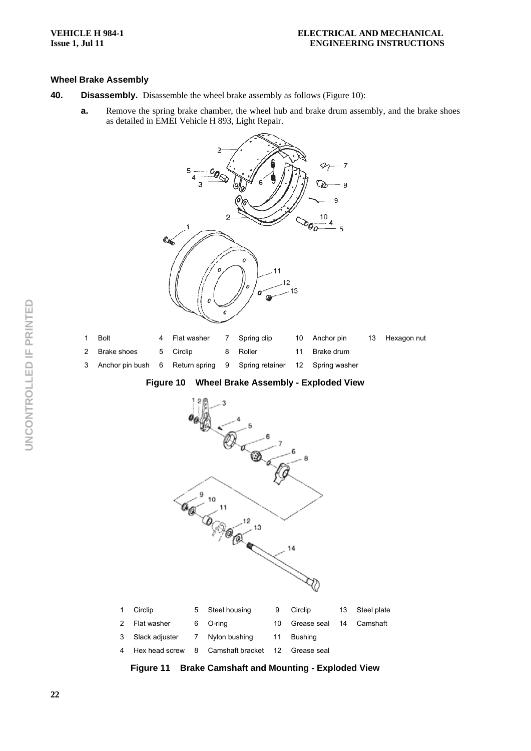### Wheel Brake Assembly

**40. Disassembly.** Disassemble the wheel brake assembly as follows (Figure 10):

**a.** Remove the spring brake chamber, the wheel hub and brake drum assembly, and the brake shoes as detailed in EMEI Vehicle H 893, Light Repair.

| | | | | | | | | | |
|---|---|---|---|---|---|---|---|---|---|
| 1 | Bolt | 4 | Flat washer | 7 | Spring clip | 10 | Anchor pin | 13 | Hexagon nut |
| 2 | Brake shoes | 5 | Circlip | 8 | Roller | 11 | Brake drum | | |
| 3 | Anchor pin bush | 6 | Return spring | 9 | Spring retainer | 12 | Spring washer | | |

**Figure 10 Wheel Brake Assembly - Exploded View**

| | | | | | | | |
|---|---|---|---|---|---|---|---|
| 1 | Circlip | 5 | Steel housing | 9 | Circlip | 13 | Steel plate |
| 2 | Flat washer | 6 | O-ring | 10 | Grease seal | 14 | Camshaft |
| 3 | Slack adjuster | 7 | Nylon bushing | 11 | Bushing | | |
| 4 | Hex head screw | 8 | Camshaft bracket | 12 | Grease seal | | |

**Figure 11 Brake Camshaft and Mounting - Exploded View**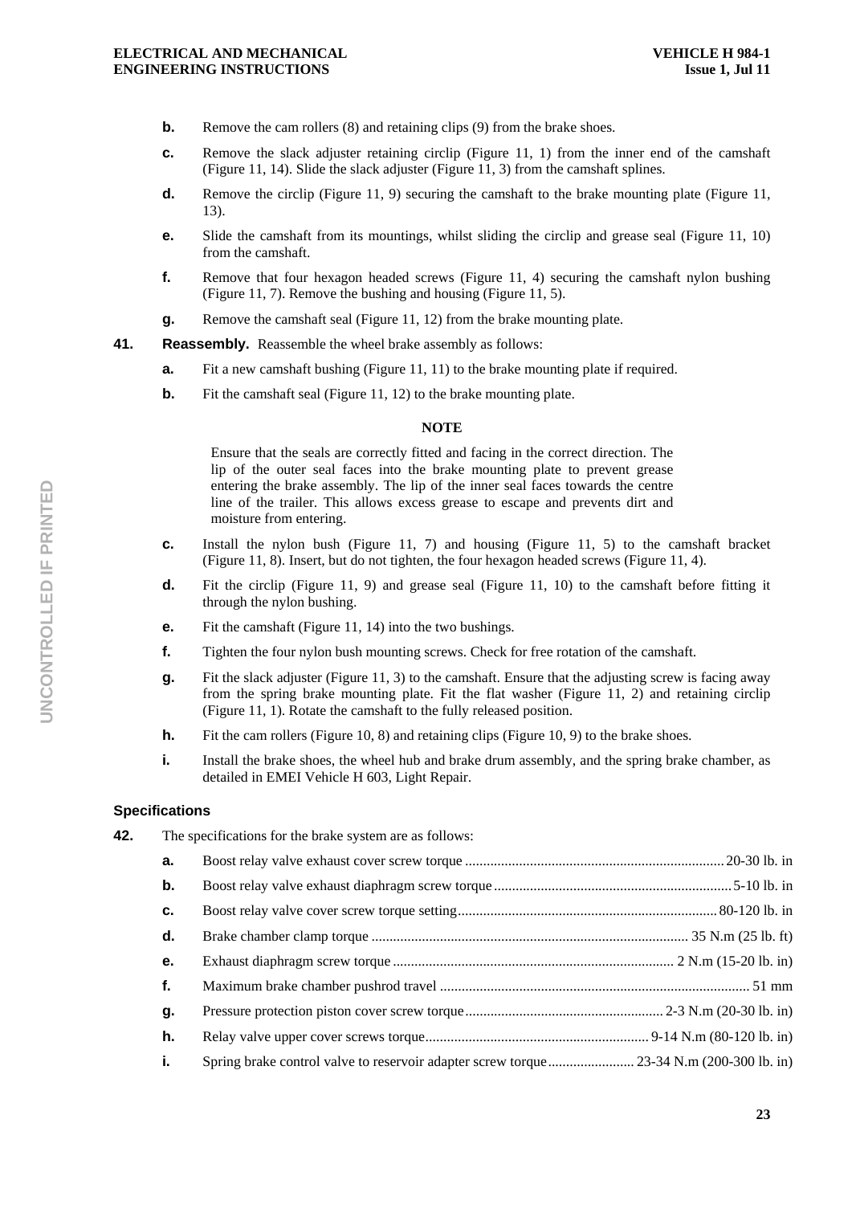**b.** Remove the cam rollers (8) and retaining clips (9) from the brake shoes.

**c.** Remove the slack adjuster retaining circlip (Figure 11, 1) from the inner end of the camshaft (Figure 11, 14). Slide the slack adjuster (Figure 11, 3) from the camshaft splines.

**d.** Remove the circlip (Figure 11, 9) securing the camshaft to the brake mounting plate (Figure 11, 13).

**e.** Slide the camshaft from its mountings, whilst sliding the circlip and grease seal (Figure 11, 10) from the camshaft.

**f.** Remove that four hexagon headed screws (Figure 11, 4) securing the camshaft nylon bushing (Figure 11, 7). Remove the bushing and housing (Figure 11, 5).

**g.** Remove the camshaft seal (Figure 11, 12) from the brake mounting plate.

**41. Reassembly.** Reassemble the wheel brake assembly as follows:

**a.** Fit a new camshaft bushing (Figure 11, 11) to the brake mounting plate if required.

**b.** Fit the camshaft seal (Figure 11, 12) to the brake mounting plate.

**NOTE**

Ensure that the seals are correctly fitted and facing in the correct direction. The lip of the outer seal faces into the brake mounting plate to prevent grease entering the brake assembly. The lip of the inner seal faces towards the centre line of the trailer. This allows excess grease to escape and prevents dirt and moisture from entering.

**c.** Install the nylon bush (Figure 11, 7) and housing (Figure 11, 5) to the camshaft bracket (Figure 11, 8). Insert, but do not tighten, the four hexagon headed screws (Figure 11, 4).

**d.** Fit the circlip (Figure 11, 9) and grease seal (Figure 11, 10) to the camshaft before fitting it through the nylon bushing.

**e.** Fit the camshaft (Figure 11, 14) into the two bushings.

**f.** Tighten the four nylon bush mounting screws. Check for free rotation of the camshaft.

**g.** Fit the slack adjuster (Figure 11, 3) to the camshaft. Ensure that the adjusting screw is facing away from the spring brake mounting plate. Fit the flat washer (Figure 11, 2) and retaining circlip (Figure 11, 1). Rotate the camshaft to the fully released position.

**h.** Fit the cam rollers (Figure 10, 8) and retaining clips (Figure 10, 9) to the brake shoes.

**i.** Install the brake shoes, the wheel hub and brake drum assembly, and the spring brake chamber, as detailed in EMEI Vehicle H 603, Light Repair.

### Specifications

**42.** The specifications for the brake system are as follows:

**a.** Boost relay valve exhaust cover screw torque ........ 20-30 lb. in

**b.** Boost relay valve exhaust diaphragm screw torque ........ 5-10 lb. in

**c.** Boost relay valve cover screw torque setting ........ 80-120 lb. in

**d.** Brake chamber clamp torque ........ 35 N.m (25 lb. ft)

**e.** Exhaust diaphragm screw torque ........ 2 N.m (15-20 lb. in)

**f.** Maximum brake chamber pushrod travel ........ 51 mm

**g.** Pressure protection piston cover screw torque ........ 2-3 N.m (20-30 lb. in)

**h.** Relay valve upper cover screws torque ........ 9-14 N.m (80-120 lb. in)

**i.** Spring brake control valve to reservoir adapter screw torque ........ 23-34 N.m (200-300 lb. in)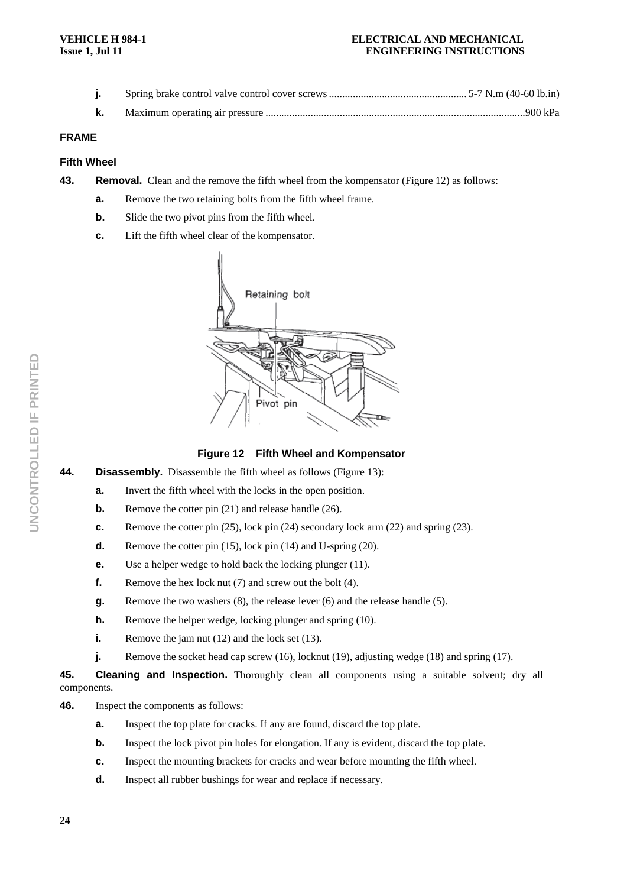**j.** Spring brake control valve control cover screws .................................................... 5-7 N.m (40-60 lb.in)

**k.** Maximum operating air pressure ..................................................................................................900 kPa

## FRAME

### Fifth Wheel

**43. Removal.** Clean and the remove the fifth wheel from the kompensator (Figure 12) as follows:

**a.** Remove the two retaining bolts from the fifth wheel frame.

**b.** Slide the two pivot pins from the fifth wheel.

**c.** Lift the fifth wheel clear of the kompensator.

**Figure 12 Fifth Wheel and Kompensator**

**44. Disassembly.** Disassemble the fifth wheel as follows (Figure 13):

**a.** Invert the fifth wheel with the locks in the open position.

**b.** Remove the cotter pin (21) and release handle (26).

**c.** Remove the cotter pin (25), lock pin (24) secondary lock arm (22) and spring (23).

**d.** Remove the cotter pin (15), lock pin (14) and U-spring (20).

**e.** Use a helper wedge to hold back the locking plunger (11).

**f.** Remove the hex lock nut (7) and screw out the bolt (4).

**g.** Remove the two washers (8), the release lever (6) and the release handle (5).

**h.** Remove the helper wedge, locking plunger and spring (10).

**i.** Remove the jam nut (12) and the lock set (13).

**j.** Remove the socket head cap screw (16), locknut (19), adjusting wedge (18) and spring (17).

**45. Cleaning and Inspection.** Thoroughly clean all components using a suitable solvent; dry all components.

**46.** Inspect the components as follows:

**a.** Inspect the top plate for cracks. If any are found, discard the top plate.

**b.** Inspect the lock pivot pin holes for elongation. If any is evident, discard the top plate.

**c.** Inspect the mounting brackets for cracks and wear before mounting the fifth wheel.

**d.** Inspect all rubber bushings for wear and replace if necessary.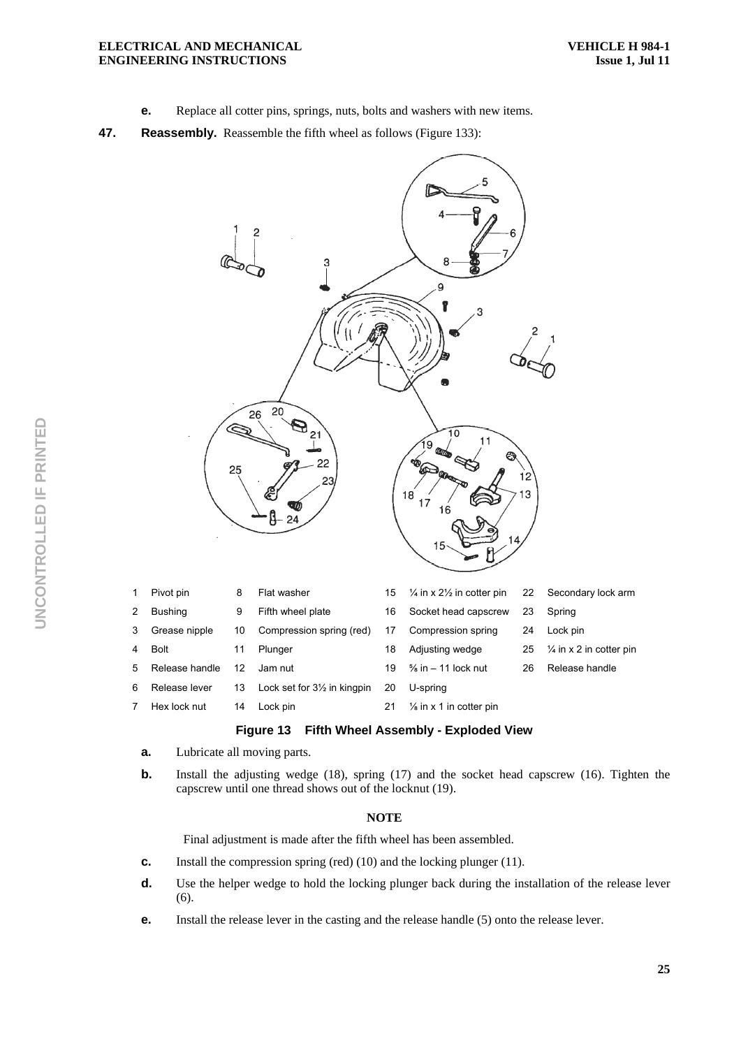**e.** Replace all cotter pins, springs, nuts, bolts and washers with new items.

**47. Reassembly.** Reassemble the fifth wheel as follows (Figure 133):

| | | | | | | | |
|---|---|---|---|---|---|---|---|
| 1 | Pivot pin | 8 | Flat washer | 15 | ¼ in x 2½ in cotter pin | 22 | Secondary lock arm |
| 2 | Bushing | 9 | Fifth wheel plate | 16 | Socket head capscrew | 23 | Spring |
| 3 | Grease nipple | 10 | Compression spring (red) | 17 | Compression spring | 24 | Lock pin |
| 4 | Bolt | 11 | Plunger | 18 | Adjusting wedge | 25 | ¼ in x 2 in cotter pin |
| 5 | Release handle | 12 | Jam nut | 19 | ⅝ in – 11 lock nut | 26 | Release handle |
| 6 | Release lever | 13 | Lock set for 3½ in kingpin | 20 | U-spring | | |
| 7 | Hex lock nut | 14 | Lock pin | 21 | ⅛ in x 1 in cotter pin | | |

**Figure 13 Fifth Wheel Assembly - Exploded View**

**a.** Lubricate all moving parts.

**b.** Install the adjusting wedge (18), spring (17) and the socket head capscrew (16). Tighten the capscrew until one thread shows out of the locknut (19).

**NOTE**

Final adjustment is made after the fifth wheel has been assembled.

**c.** Install the compression spring (red) (10) and the locking plunger (11).

**d.** Use the helper wedge to hold the locking plunger back during the installation of the release lever (6).

**e.** Install the release lever in the casting and the release handle (5) onto the release lever.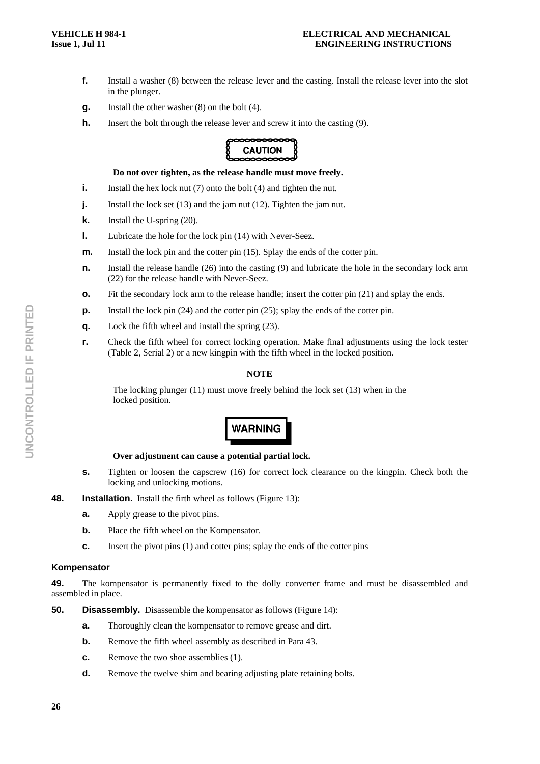**f.** Install a washer (8) between the release lever and the casting. Install the release lever into the slot in the plunger.

**g.** Install the other washer (8) on the bolt (4).

**h.** Insert the bolt through the release lever and screw it into the casting (9).

**CAUTION**

**Do not over tighten, as the release handle must move freely.**

**i.** Install the hex lock nut (7) onto the bolt (4) and tighten the nut.

**j.** Install the lock set (13) and the jam nut (12). Tighten the jam nut.

**k.** Install the U-spring (20).

**l.** Lubricate the hole for the lock pin (14) with Never-Seez.

**m.** Install the lock pin and the cotter pin (15). Splay the ends of the cotter pin.

**n.** Install the release handle (26) into the casting (9) and lubricate the hole in the secondary lock arm (22) for the release handle with Never-Seez.

**o.** Fit the secondary lock arm to the release handle; insert the cotter pin (21) and splay the ends.

**p.** Install the lock pin (24) and the cotter pin (25); splay the ends of the cotter pin.

**q.** Lock the fifth wheel and install the spring (23).

**r.** Check the fifth wheel for correct locking operation. Make final adjustments using the lock tester (Table 2, Serial 2) or a new kingpin with the fifth wheel in the locked position.

**NOTE**

The locking plunger (11) must move freely behind the lock set (13) when in the locked position.

**WARNING**

**Over adjustment can cause a potential partial lock.**

**s.** Tighten or loosen the capscrew (16) for correct lock clearance on the kingpin. Check both the locking and unlocking motions.

**48. Installation.** Install the firth wheel as follows (Figure 13):

**a.** Apply grease to the pivot pins.

**b.** Place the fifth wheel on the Kompensator.

**c.** Insert the pivot pins (1) and cotter pins; splay the ends of the cotter pins

### Kompensator

**49.** The kompensator is permanently fixed to the dolly converter frame and must be disassembled and assembled in place.

**50. Disassembly.** Disassemble the kompensator as follows (Figure 14):

**a.** Thoroughly clean the kompensator to remove grease and dirt.

**b.** Remove the fifth wheel assembly as described in Para 43.

**c.** Remove the two shoe assemblies (1).

**d.** Remove the twelve shim and bearing adjusting plate retaining bolts.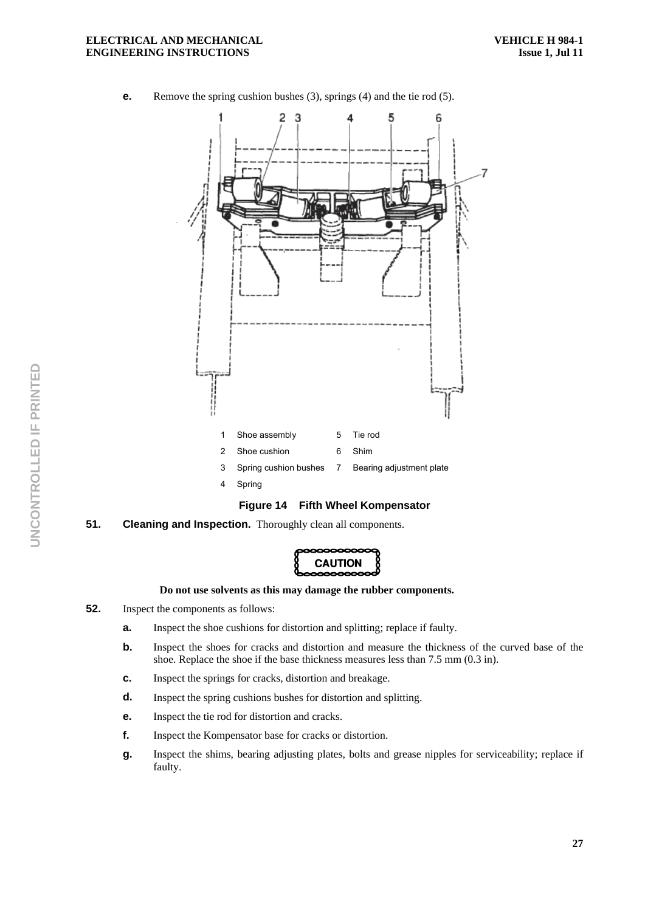**e.** Remove the spring cushion bushes (3), springs (4) and the tie rod (5).

| | | | |
|---|---|---|---|
| 1 | Shoe assembly | 5 | Tie rod |
| 2 | Shoe cushion | 6 | Shim |
| 3 | Spring cushion bushes | 7 | Bearing adjustment plate |
| 4 | Spring | | |

**Figure 14 Fifth Wheel Kompensator**

**51. Cleaning and Inspection.** Thoroughly clean all components.

**CAUTION**

**Do not use solvents as this may damage the rubber components.**

**52.** Inspect the components as follows:

**a.** Inspect the shoe cushions for distortion and splitting; replace if faulty.

**b.** Inspect the shoes for cracks and distortion and measure the thickness of the curved base of the shoe. Replace the shoe if the base thickness measures less than 7.5 mm (0.3 in).

**c.** Inspect the springs for cracks, distortion and breakage.

**d.** Inspect the spring cushions bushes for distortion and splitting.

**e.** Inspect the tie rod for distortion and cracks.

**f.** Inspect the Kompensator base for cracks or distortion.

**g.** Inspect the shims, bearing adjusting plates, bolts and grease nipples for serviceability; replace if faulty.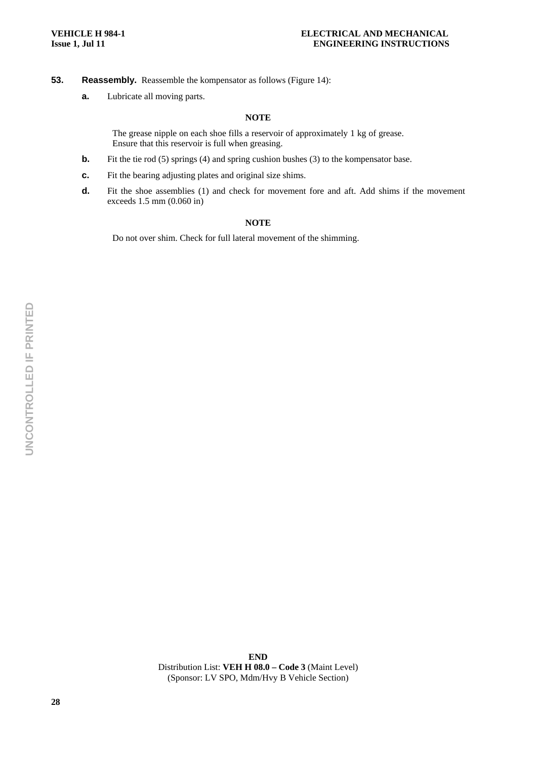**53. Reassembly.** Reassemble the kompensator as follows (Figure 14):

**a.** Lubricate all moving parts.

**NOTE**

The grease nipple on each shoe fills a reservoir of approximately 1 kg of grease. Ensure that this reservoir is full when greasing.

**b.** Fit the tie rod (5) springs (4) and spring cushion bushes (3) to the kompensator base.

**c.** Fit the bearing adjusting plates and original size shims.

**d.** Fit the shoe assemblies (1) and check for movement fore and aft. Add shims if the movement exceeds 1.5 mm (0.060 in)

**NOTE**

Do not over shim. Check for full lateral movement of the shimming.

**END**

Distribution List: **VEH H 08.0 – Code 3** (Maint Level)
(Sponsor: LV SPO, Mdm/Hvy B Vehicle Section)